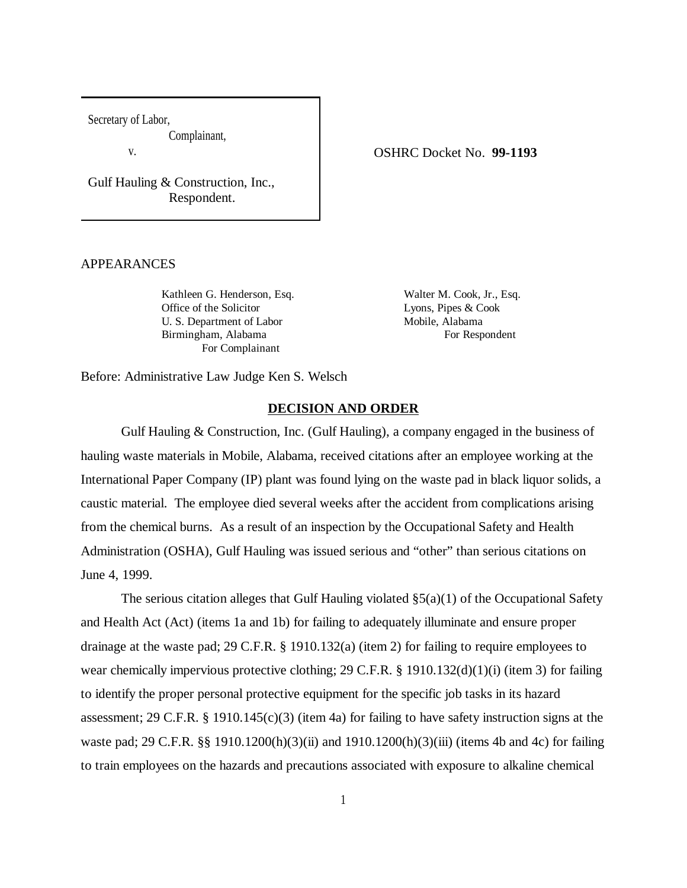Secretary of Labor,
Complainant,
v.

Gulf Hauling & Construction, Inc.,
Respondent.

OSHRC Docket No. **99-1193**

APPEARANCES

Kathleen G. Henderson, Esq.
Office of the Solicitor
U. S. Department of Labor
Birmingham, Alabama
For Complainant

Walter M. Cook, Jr., Esq.
Lyons, Pipes & Cook
Mobile, Alabama
For Respondent

Before: Administrative Law Judge Ken S. Welsch

## DECISION AND ORDER

Gulf Hauling & Construction, Inc. (Gulf Hauling), a company engaged in the business of hauling waste materials in Mobile, Alabama, received citations after an employee working at the International Paper Company (IP) plant was found lying on the waste pad in black liquor solids, a caustic material. The employee died several weeks after the accident from complications arising from the chemical burns. As a result of an inspection by the Occupational Safety and Health Administration (OSHA), Gulf Hauling was issued serious and "other" than serious citations on June 4, 1999.

The serious citation alleges that Gulf Hauling violated §5(a)(1) of the Occupational Safety and Health Act (Act) (items 1a and 1b) for failing to adequately illuminate and ensure proper drainage at the waste pad; 29 C.F.R. § 1910.132(a) (item 2) for failing to require employees to wear chemically impervious protective clothing; 29 C.F.R. § 1910.132(d)(1)(i) (item 3) for failing to identify the proper personal protective equipment for the specific job tasks in its hazard assessment; 29 C.F.R. § 1910.145(c)(3) (item 4a) for failing to have safety instruction signs at the waste pad; 29 C.F.R. §§ 1910.1200(h)(3)(ii) and 1910.1200(h)(3)(iii) (items 4b and 4c) for failing to train employees on the hazards and precautions associated with exposure to alkaline chemical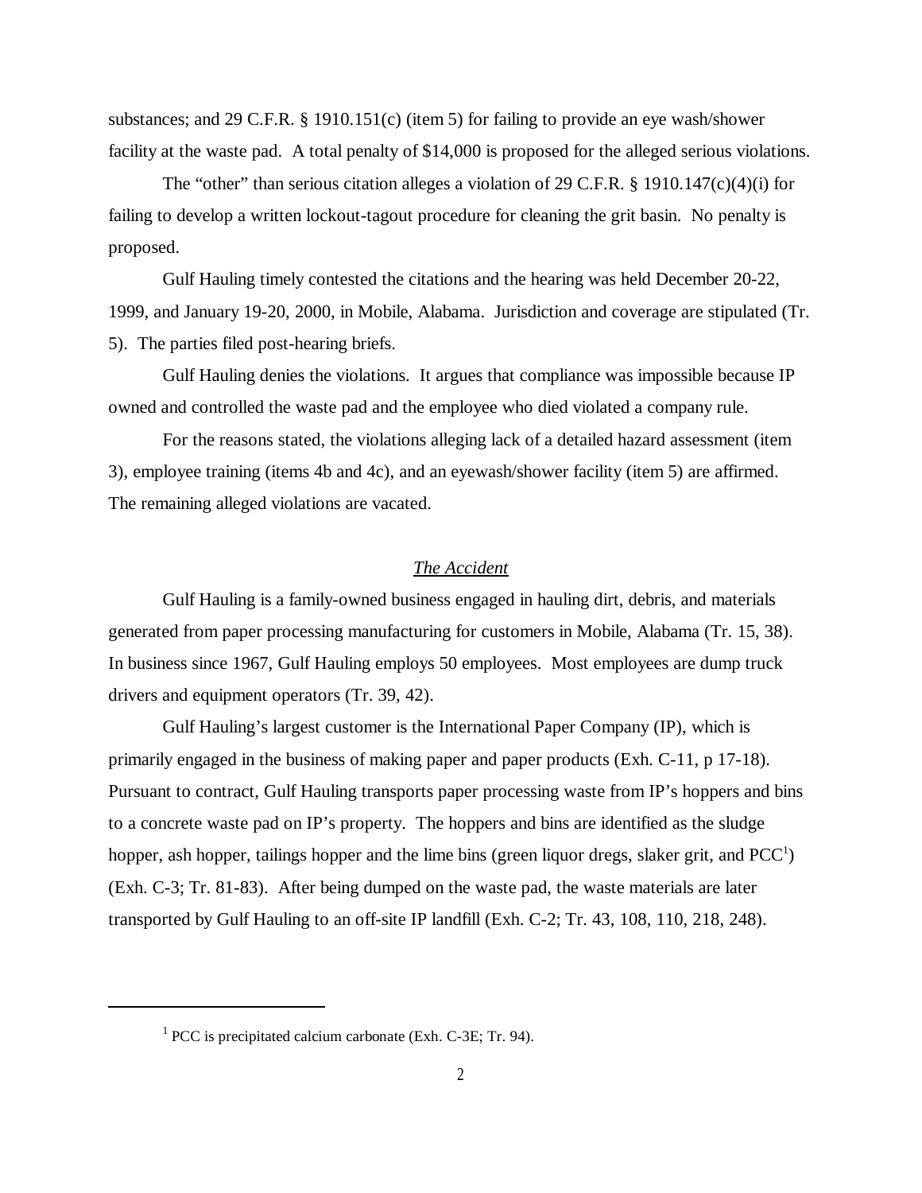substances; and 29 C.F.R. § 1910.151(c) (item 5) for failing to provide an eye wash/shower facility at the waste pad. A total penalty of $14,000 is proposed for the alleged serious violations.

The "other" than serious citation alleges a violation of 29 C.F.R. § 1910.147(c)(4)(i) for failing to develop a written lockout-tagout procedure for cleaning the grit basin. No penalty is proposed.

Gulf Hauling timely contested the citations and the hearing was held December 20-22, 1999, and January 19-20, 2000, in Mobile, Alabama. Jurisdiction and coverage are stipulated (Tr. 5). The parties filed post-hearing briefs.

Gulf Hauling denies the violations. It argues that compliance was impossible because IP owned and controlled the waste pad and the employee who died violated a company rule.

For the reasons stated, the violations alleging lack of a detailed hazard assessment (item 3), employee training (items 4b and 4c), and an eyewash/shower facility (item 5) are affirmed. The remaining alleged violations are vacated.

## *The Accident*

Gulf Hauling is a family-owned business engaged in hauling dirt, debris, and materials generated from paper processing manufacturing for customers in Mobile, Alabama (Tr. 15, 38). In business since 1967, Gulf Hauling employs 50 employees. Most employees are dump truck drivers and equipment operators (Tr. 39, 42).

Gulf Hauling's largest customer is the International Paper Company (IP), which is primarily engaged in the business of making paper and paper products (Exh. C-11, p 17-18). Pursuant to contract, Gulf Hauling transports paper processing waste from IP's hoppers and bins to a concrete waste pad on IP's property. The hoppers and bins are identified as the sludge hopper, ash hopper, tailings hopper and the lime bins (green liquor dregs, slaker grit, and PCC[1]) (Exh. C-3; Tr. 81-83). After being dumped on the waste pad, the waste materials are later transported by Gulf Hauling to an off-site IP landfill (Exh. C-2; Tr. 43, 108, 110, 218, 248).

---

[1] PCC is precipitated calcium carbonate (Exh. C-3E; Tr. 94).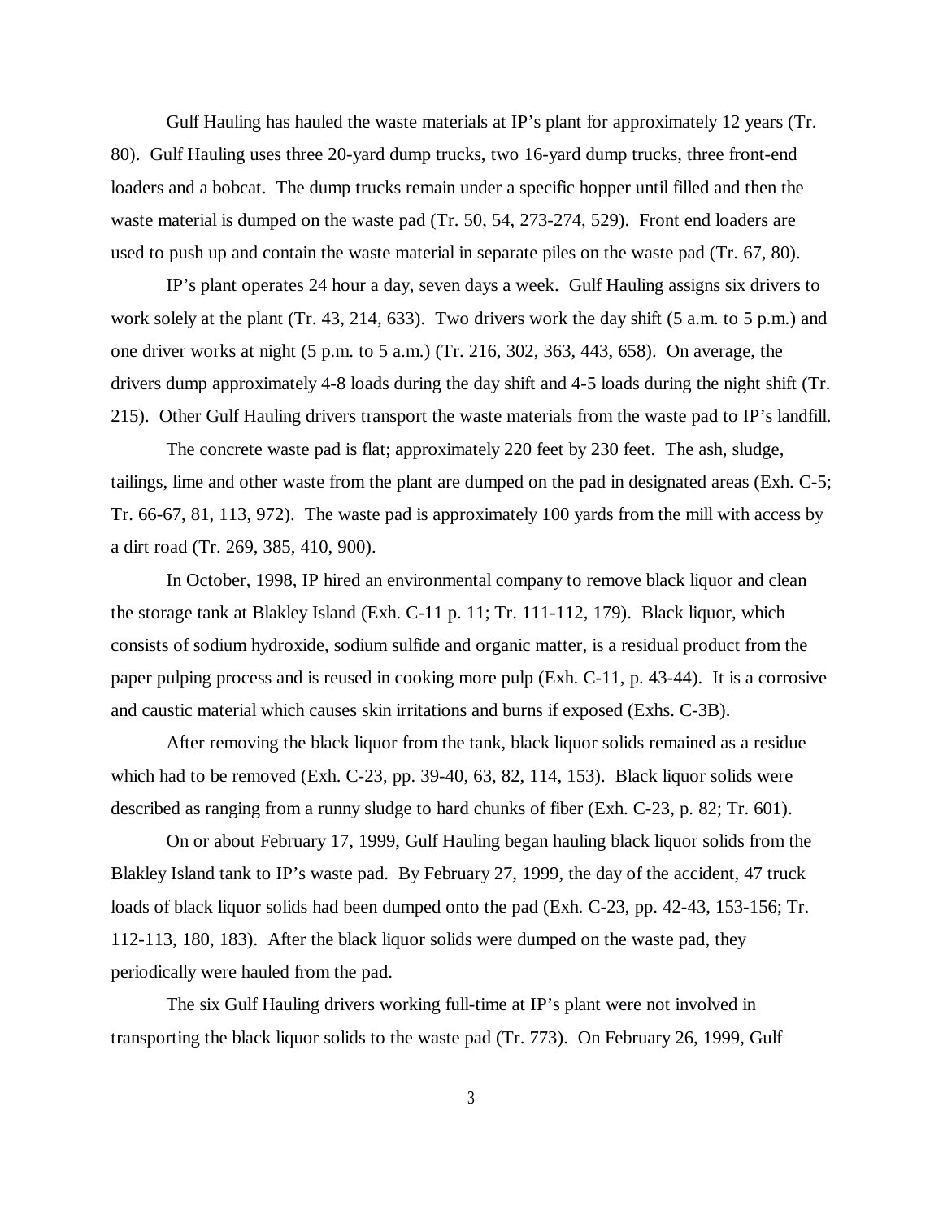Gulf Hauling has hauled the waste materials at IP's plant for approximately 12 years (Tr. 80). Gulf Hauling uses three 20-yard dump trucks, two 16-yard dump trucks, three front-end loaders and a bobcat. The dump trucks remain under a specific hopper until filled and then the waste material is dumped on the waste pad (Tr. 50, 54, 273-274, 529). Front end loaders are used to push up and contain the waste material in separate piles on the waste pad (Tr. 67, 80).

IP's plant operates 24 hour a day, seven days a week. Gulf Hauling assigns six drivers to work solely at the plant (Tr. 43, 214, 633). Two drivers work the day shift (5 a.m. to 5 p.m.) and one driver works at night (5 p.m. to 5 a.m.) (Tr. 216, 302, 363, 443, 658). On average, the drivers dump approximately 4-8 loads during the day shift and 4-5 loads during the night shift (Tr. 215). Other Gulf Hauling drivers transport the waste materials from the waste pad to IP's landfill.

The concrete waste pad is flat; approximately 220 feet by 230 feet. The ash, sludge, tailings, lime and other waste from the plant are dumped on the pad in designated areas (Exh. C-5; Tr. 66-67, 81, 113, 972). The waste pad is approximately 100 yards from the mill with access by a dirt road (Tr. 269, 385, 410, 900).

In October, 1998, IP hired an environmental company to remove black liquor and clean the storage tank at Blakley Island (Exh. C-11 p. 11; Tr. 111-112, 179). Black liquor, which consists of sodium hydroxide, sodium sulfide and organic matter, is a residual product from the paper pulping process and is reused in cooking more pulp (Exh. C-11, p. 43-44). It is a corrosive and caustic material which causes skin irritations and burns if exposed (Exhs. C-3B).

After removing the black liquor from the tank, black liquor solids remained as a residue which had to be removed (Exh. C-23, pp. 39-40, 63, 82, 114, 153). Black liquor solids were described as ranging from a runny sludge to hard chunks of fiber (Exh. C-23, p. 82; Tr. 601).

On or about February 17, 1999, Gulf Hauling began hauling black liquor solids from the Blakley Island tank to IP's waste pad. By February 27, 1999, the day of the accident, 47 truck loads of black liquor solids had been dumped onto the pad (Exh. C-23, pp. 42-43, 153-156; Tr. 112-113, 180, 183). After the black liquor solids were dumped on the waste pad, they periodically were hauled from the pad.

The six Gulf Hauling drivers working full-time at IP's plant were not involved in transporting the black liquor solids to the waste pad (Tr. 773). On February 26, 1999, Gulf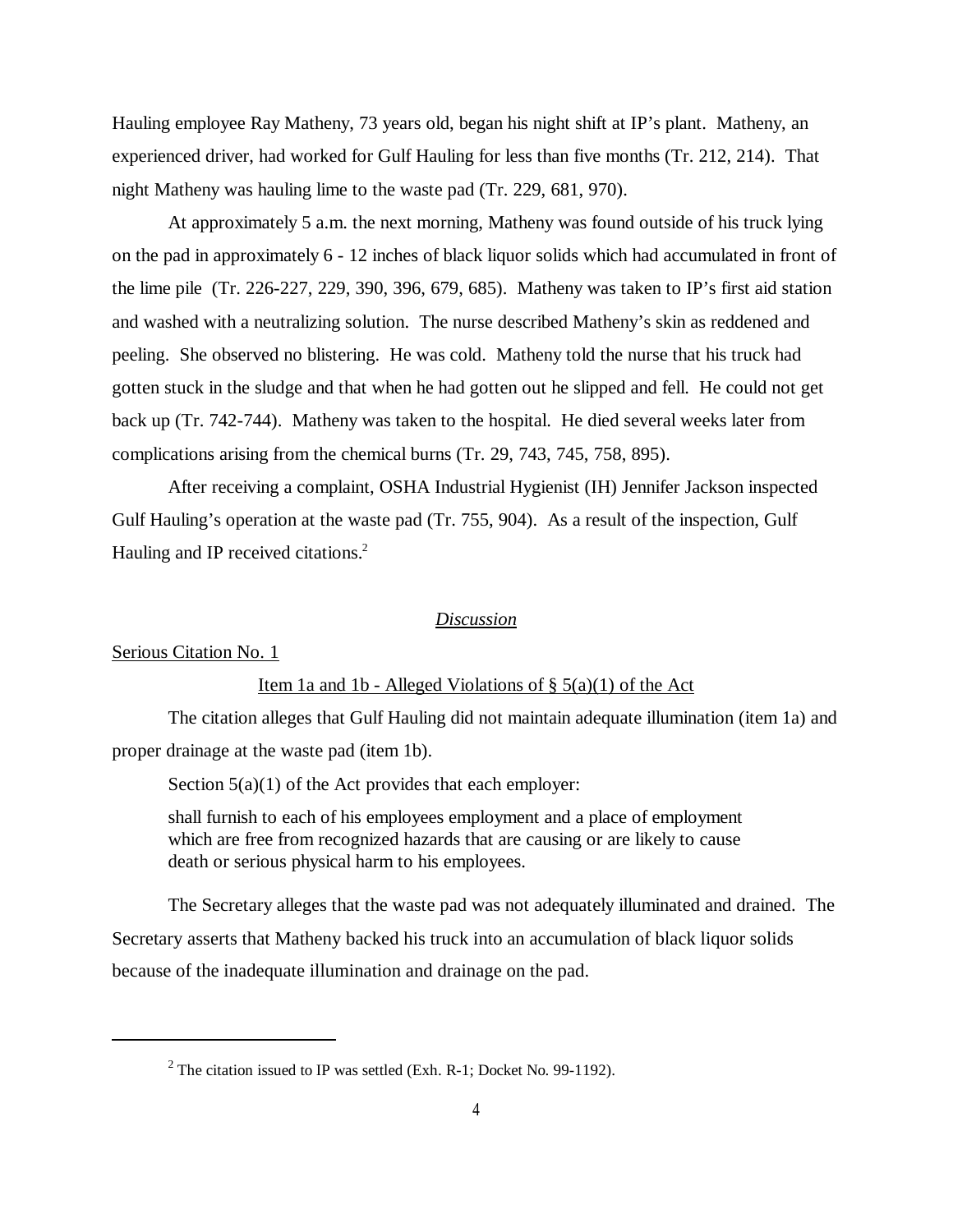Hauling employee Ray Matheny, 73 years old, began his night shift at IP's plant. Matheny, an experienced driver, had worked for Gulf Hauling for less than five months (Tr. 212, 214). That night Matheny was hauling lime to the waste pad (Tr. 229, 681, 970).

At approximately 5 a.m. the next morning, Matheny was found outside of his truck lying on the pad in approximately 6 - 12 inches of black liquor solids which had accumulated in front of the lime pile (Tr. 226-227, 229, 390, 396, 679, 685). Matheny was taken to IP's first aid station and washed with a neutralizing solution. The nurse described Matheny's skin as reddened and peeling. She observed no blistering. He was cold. Matheny told the nurse that his truck had gotten stuck in the sludge and that when he had gotten out he slipped and fell. He could not get back up (Tr. 742-744). Matheny was taken to the hospital. He died several weeks later from complications arising from the chemical burns (Tr. 29, 743, 745, 758, 895).

After receiving a complaint, OSHA Industrial Hygienist (IH) Jennifer Jackson inspected Gulf Hauling's operation at the waste pad (Tr. 755, 904). As a result of the inspection, Gulf Hauling and IP received citations.[2]

## *Discussion*

### Serious Citation No. 1

#### Item 1a and 1b - Alleged Violations of § 5(a)(1) of the Act

The citation alleges that Gulf Hauling did not maintain adequate illumination (item 1a) and proper drainage at the waste pad (item 1b).

Section 5(a)(1) of the Act provides that each employer:

> shall furnish to each of his employees employment and a place of employment which are free from recognized hazards that are causing or are likely to cause death or serious physical harm to his employees.

The Secretary alleges that the waste pad was not adequately illuminated and drained. The Secretary asserts that Matheny backed his truck into an accumulation of black liquor solids because of the inadequate illumination and drainage on the pad.

---

[2] The citation issued to IP was settled (Exh. R-1; Docket No. 99-1192).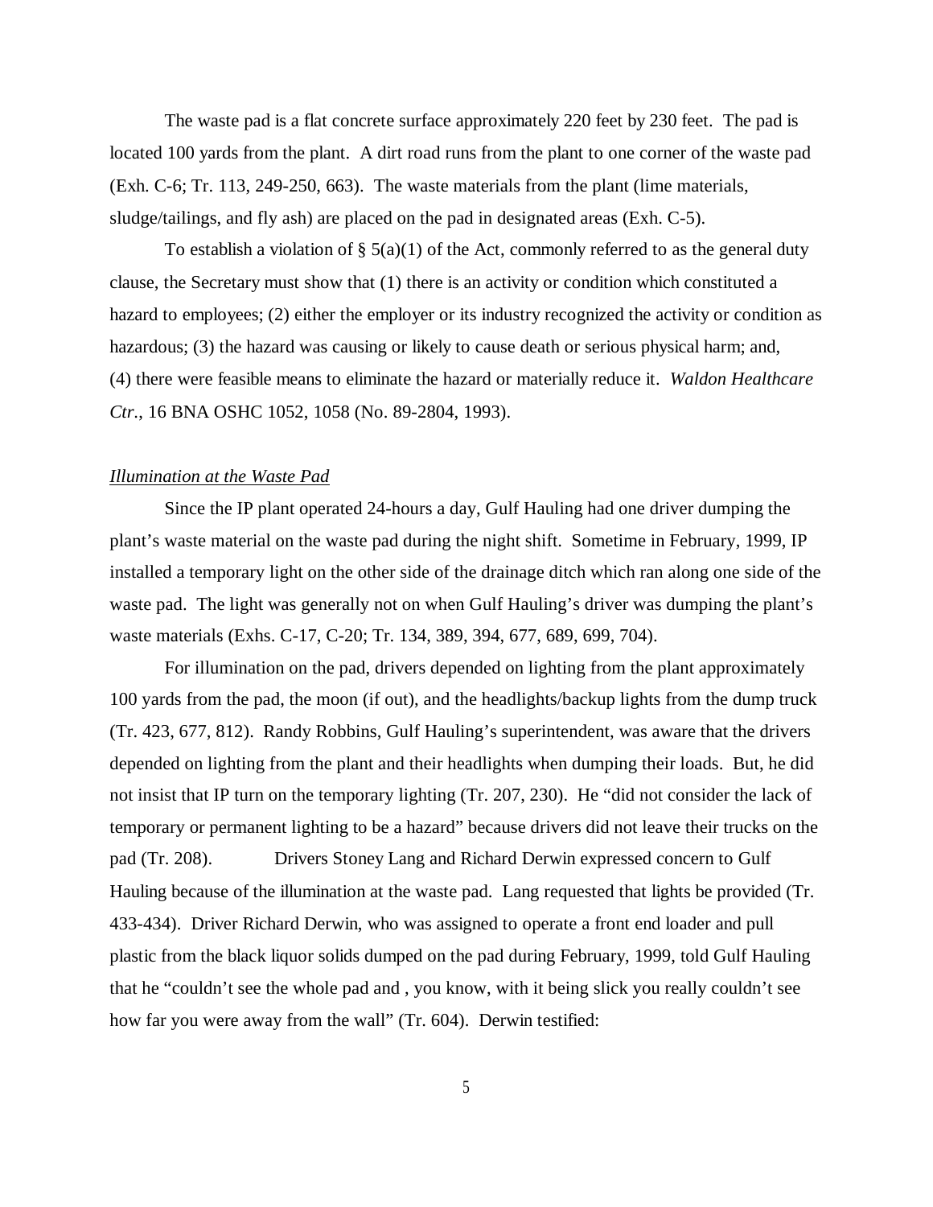The waste pad is a flat concrete surface approximately 220 feet by 230 feet. The pad is located 100 yards from the plant. A dirt road runs from the plant to one corner of the waste pad (Exh. C-6; Tr. 113, 249-250, 663). The waste materials from the plant (lime materials, sludge/tailings, and fly ash) are placed on the pad in designated areas (Exh. C-5).

To establish a violation of § 5(a)(1) of the Act, commonly referred to as the general duty clause, the Secretary must show that (1) there is an activity or condition which constituted a hazard to employees; (2) either the employer or its industry recognized the activity or condition as hazardous; (3) the hazard was causing or likely to cause death or serious physical harm; and, (4) there were feasible means to eliminate the hazard or materially reduce it. *Waldon Healthcare Ctr.*, 16 BNA OSHC 1052, 1058 (No. 89-2804, 1993).

### *Illumination at the Waste Pad*

Since the IP plant operated 24-hours a day, Gulf Hauling had one driver dumping the plant's waste material on the waste pad during the night shift. Sometime in February, 1999, IP installed a temporary light on the other side of the drainage ditch which ran along one side of the waste pad. The light was generally not on when Gulf Hauling's driver was dumping the plant's waste materials (Exhs. C-17, C-20; Tr. 134, 389, 394, 677, 689, 699, 704).

For illumination on the pad, drivers depended on lighting from the plant approximately 100 yards from the pad, the moon (if out), and the headlights/backup lights from the dump truck (Tr. 423, 677, 812). Randy Robbins, Gulf Hauling's superintendent, was aware that the drivers depended on lighting from the plant and their headlights when dumping their loads. But, he did not insist that IP turn on the temporary lighting (Tr. 207, 230). He "did not consider the lack of temporary or permanent lighting to be a hazard" because drivers did not leave their trucks on the pad (Tr. 208). Drivers Stoney Lang and Richard Derwin expressed concern to Gulf Hauling because of the illumination at the waste pad. Lang requested that lights be provided (Tr. 433-434). Driver Richard Derwin, who was assigned to operate a front end loader and pull plastic from the black liquor solids dumped on the pad during February, 1999, told Gulf Hauling that he "couldn't see the whole pad and , you know, with it being slick you really couldn't see how far you were away from the wall" (Tr. 604). Derwin testified: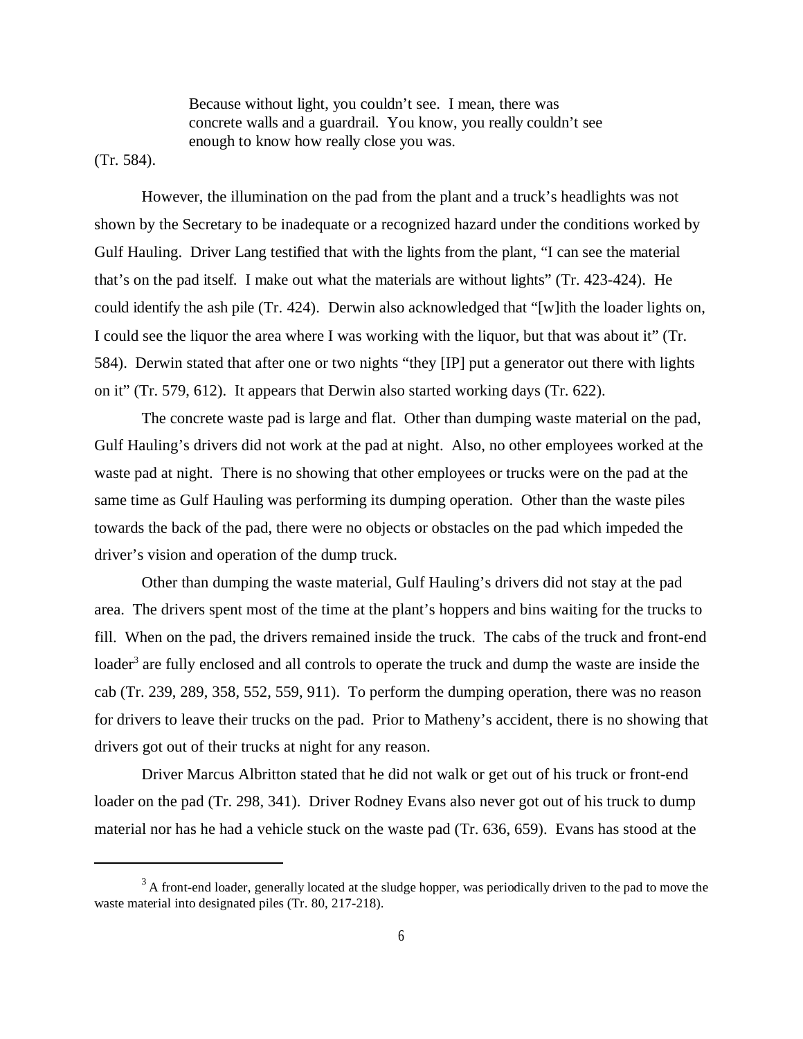> Because without light, you couldn't see. I mean, there was concrete walls and a guardrail. You know, you really couldn't see enough to know how really close you was.

(Tr. 584).

However, the illumination on the pad from the plant and a truck's headlights was not shown by the Secretary to be inadequate or a recognized hazard under the conditions worked by Gulf Hauling. Driver Lang testified that with the lights from the plant, "I can see the material that's on the pad itself. I make out what the materials are without lights" (Tr. 423-424). He could identify the ash pile (Tr. 424). Derwin also acknowledged that "[w]ith the loader lights on, I could see the liquor the area where I was working with the liquor, but that was about it" (Tr. 584). Derwin stated that after one or two nights "they [IP] put a generator out there with lights on it" (Tr. 579, 612). It appears that Derwin also started working days (Tr. 622).

The concrete waste pad is large and flat. Other than dumping waste material on the pad, Gulf Hauling's drivers did not work at the pad at night. Also, no other employees worked at the waste pad at night. There is no showing that other employees or trucks were on the pad at the same time as Gulf Hauling was performing its dumping operation. Other than the waste piles towards the back of the pad, there were no objects or obstacles on the pad which impeded the driver's vision and operation of the dump truck.

Other than dumping the waste material, Gulf Hauling's drivers did not stay at the pad area. The drivers spent most of the time at the plant's hoppers and bins waiting for the trucks to fill. When on the pad, the drivers remained inside the truck. The cabs of the truck and front-end loader[3] are fully enclosed and all controls to operate the truck and dump the waste are inside the cab (Tr. 239, 289, 358, 552, 559, 911). To perform the dumping operation, there was no reason for drivers to leave their trucks on the pad. Prior to Matheny's accident, there is no showing that drivers got out of their trucks at night for any reason.

Driver Marcus Albritton stated that he did not walk or get out of his truck or front-end loader on the pad (Tr. 298, 341). Driver Rodney Evans also never got out of his truck to dump material nor has he had a vehicle stuck on the waste pad (Tr. 636, 659). Evans has stood at the

---

[3] A front-end loader, generally located at the sludge hopper, was periodically driven to the pad to move the waste material into designated piles (Tr. 80, 217-218).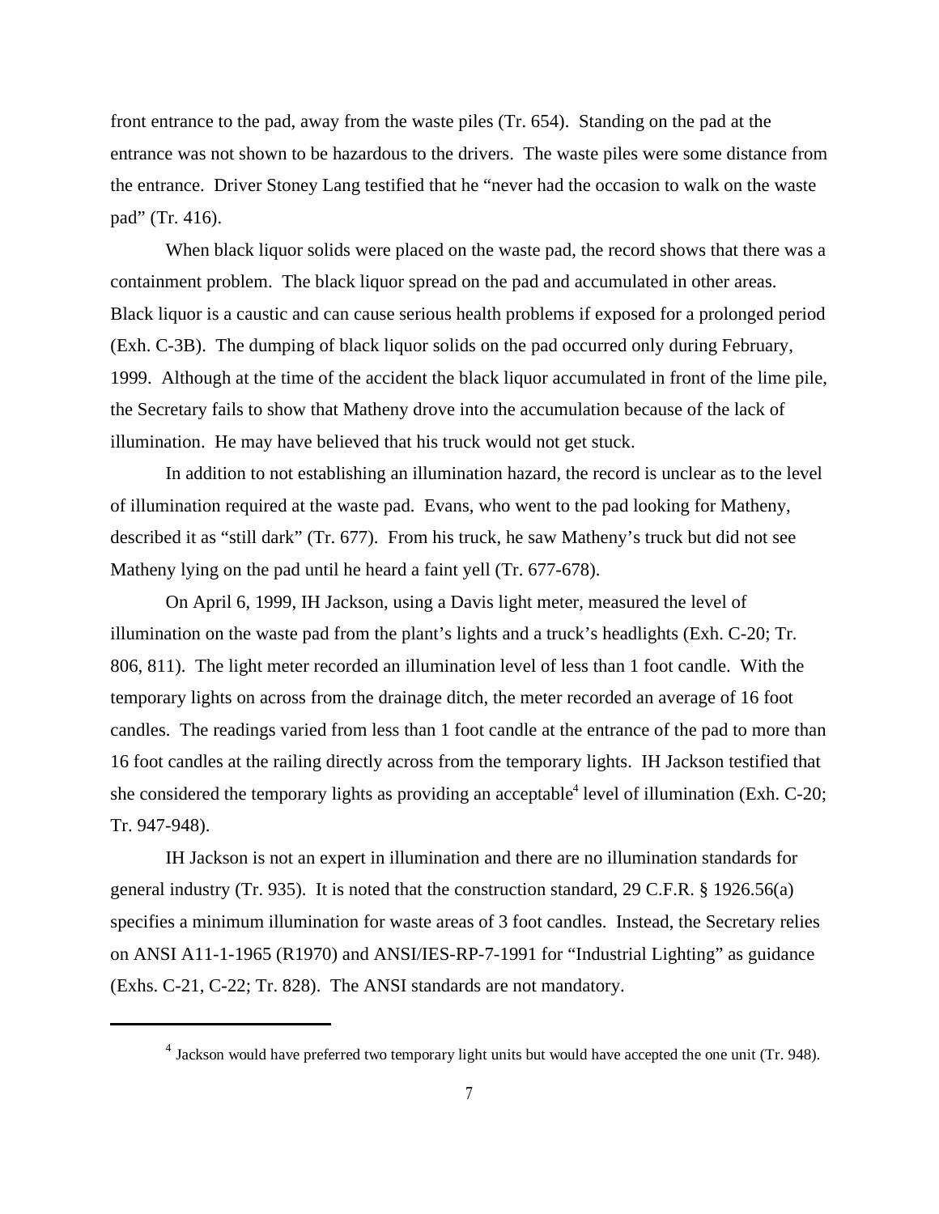front entrance to the pad, away from the waste piles (Tr. 654). Standing on the pad at the entrance was not shown to be hazardous to the drivers. The waste piles were some distance from the entrance. Driver Stoney Lang testified that he "never had the occasion to walk on the waste pad" (Tr. 416).

When black liquor solids were placed on the waste pad, the record shows that there was a containment problem. The black liquor spread on the pad and accumulated in other areas. Black liquor is a caustic and can cause serious health problems if exposed for a prolonged period (Exh. C-3B). The dumping of black liquor solids on the pad occurred only during February, 1999. Although at the time of the accident the black liquor accumulated in front of the lime pile, the Secretary fails to show that Matheny drove into the accumulation because of the lack of illumination. He may have believed that his truck would not get stuck.

In addition to not establishing an illumination hazard, the record is unclear as to the level of illumination required at the waste pad. Evans, who went to the pad looking for Matheny, described it as "still dark" (Tr. 677). From his truck, he saw Matheny's truck but did not see Matheny lying on the pad until he heard a faint yell (Tr. 677-678).

On April 6, 1999, IH Jackson, using a Davis light meter, measured the level of illumination on the waste pad from the plant's lights and a truck's headlights (Exh. C-20; Tr. 806, 811). The light meter recorded an illumination level of less than 1 foot candle. With the temporary lights on across from the drainage ditch, the meter recorded an average of 16 foot candles. The readings varied from less than 1 foot candle at the entrance of the pad to more than 16 foot candles at the railing directly across from the temporary lights. IH Jackson testified that she considered the temporary lights as providing an acceptable[4] level of illumination (Exh. C-20; Tr. 947-948).

IH Jackson is not an expert in illumination and there are no illumination standards for general industry (Tr. 935). It is noted that the construction standard, 29 C.F.R. § 1926.56(a) specifies a minimum illumination for waste areas of 3 foot candles. Instead, the Secretary relies on ANSI A11-1-1965 (R1970) and ANSI/IES-RP-7-1991 for "Industrial Lighting" as guidance (Exhs. C-21, C-22; Tr. 828). The ANSI standards are not mandatory.

---

[4] Jackson would have preferred two temporary light units but would have accepted the one unit (Tr. 948).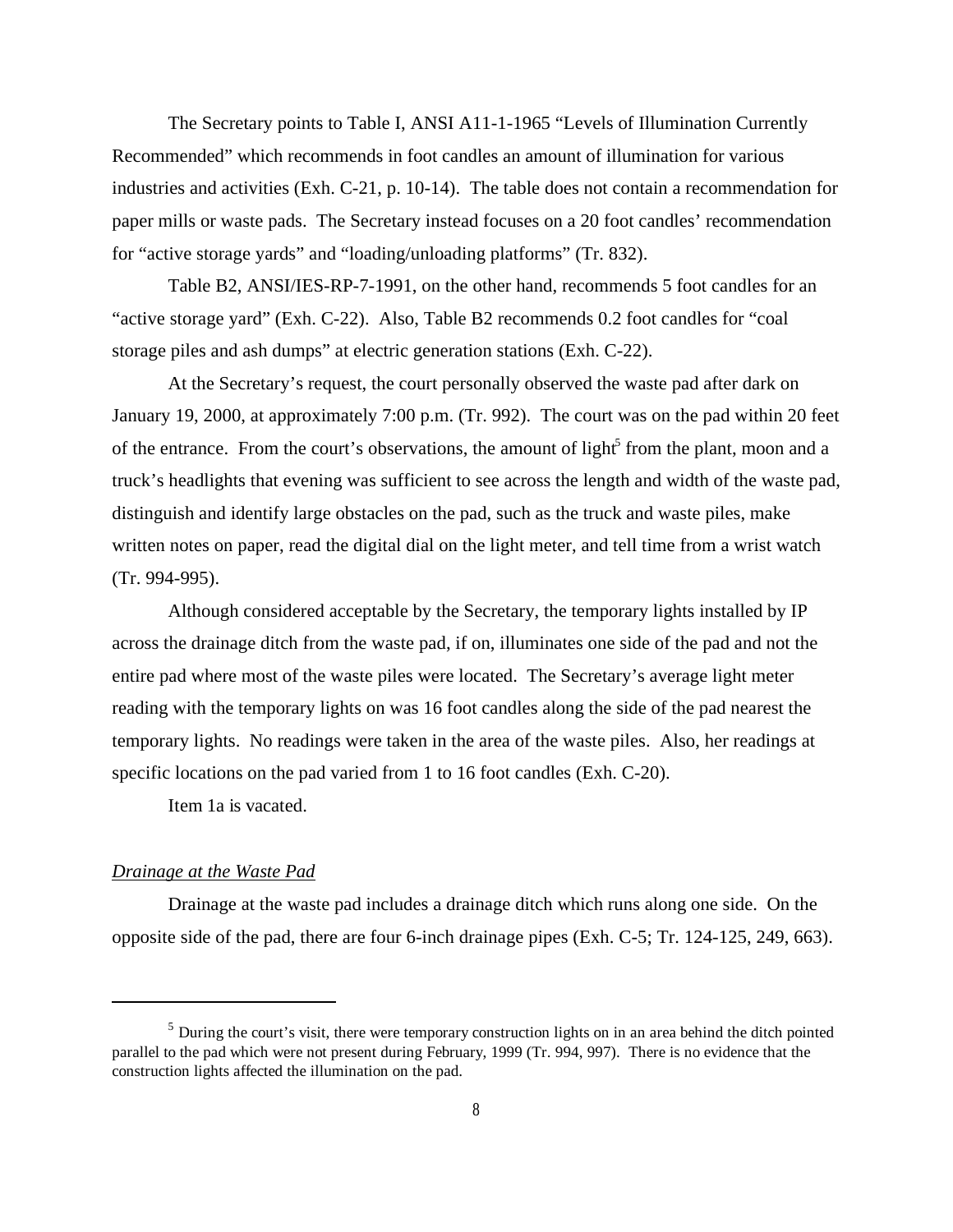The Secretary points to Table I, ANSI A11-1-1965 “Levels of Illumination Currently Recommended” which recommends in foot candles an amount of illumination for various industries and activities (Exh. C-21, p. 10-14). The table does not contain a recommendation for paper mills or waste pads. The Secretary instead focuses on a 20 foot candles’ recommendation for “active storage yards” and “loading/unloading platforms” (Tr. 832).

Table B2, ANSI/IES-RP-7-1991, on the other hand, recommends 5 foot candles for an “active storage yard” (Exh. C-22). Also, Table B2 recommends 0.2 foot candles for “coal storage piles and ash dumps” at electric generation stations (Exh. C-22).

At the Secretary’s request, the court personally observed the waste pad after dark on January 19, 2000, at approximately 7:00 p.m. (Tr. 992). The court was on the pad within 20 feet of the entrance. From the court’s observations, the amount of light[5] from the plant, moon and a truck’s headlights that evening was sufficient to see across the length and width of the waste pad, distinguish and identify large obstacles on the pad, such as the truck and waste piles, make written notes on paper, read the digital dial on the light meter, and tell time from a wrist watch (Tr. 994-995).

Although considered acceptable by the Secretary, the temporary lights installed by IP across the drainage ditch from the waste pad, if on, illuminates one side of the pad and not the entire pad where most of the waste piles were located. The Secretary’s average light meter reading with the temporary lights on was 16 foot candles along the side of the pad nearest the temporary lights. No readings were taken in the area of the waste piles. Also, her readings at specific locations on the pad varied from 1 to 16 foot candles (Exh. C-20).

Item 1a is vacated.

*Drainage at the Waste Pad*

Drainage at the waste pad includes a drainage ditch which runs along one side. On the opposite side of the pad, there are four 6-inch drainage pipes (Exh. C-5; Tr. 124-125, 249, 663).

[5] During the court’s visit, there were temporary construction lights on in an area behind the ditch pointed parallel to the pad which were not present during February, 1999 (Tr. 994, 997). There is no evidence that the construction lights affected the illumination on the pad.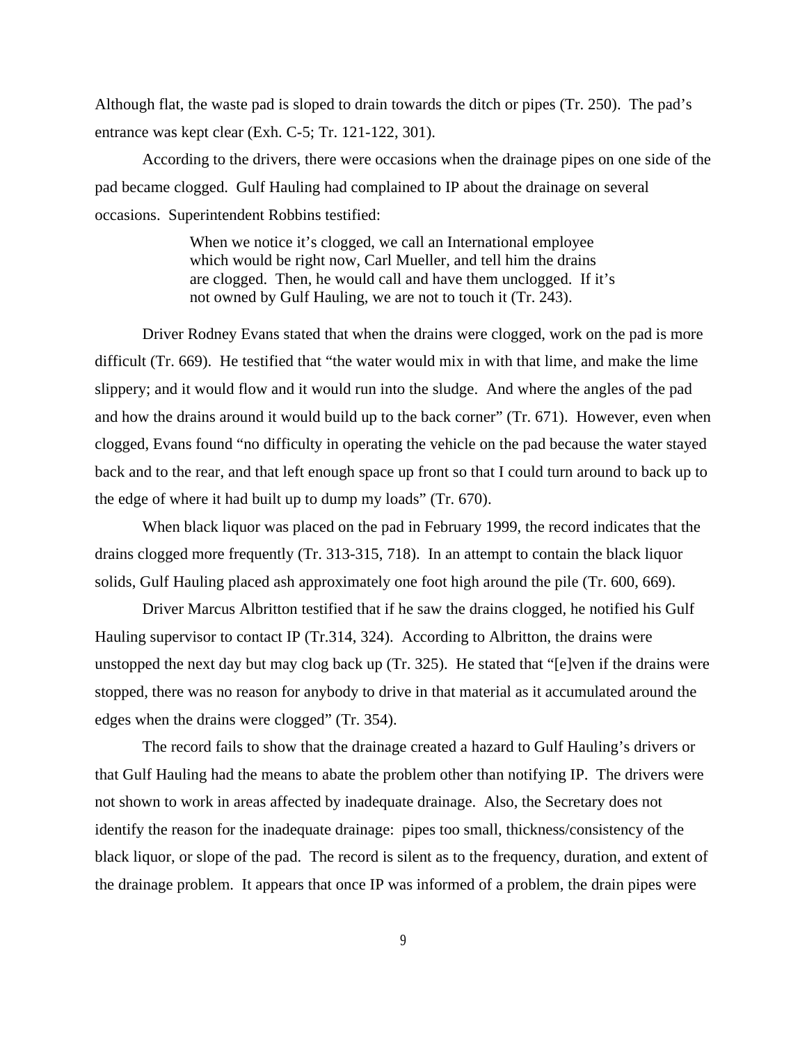Although flat, the waste pad is sloped to drain towards the ditch or pipes (Tr. 250). The pad's entrance was kept clear (Exh. C-5; Tr. 121-122, 301).

According to the drivers, there were occasions when the drainage pipes on one side of the pad became clogged. Gulf Hauling had complained to IP about the drainage on several occasions. Superintendent Robbins testified:

> When we notice it's clogged, we call an International employee which would be right now, Carl Mueller, and tell him the drains are clogged. Then, he would call and have them unclogged. If it's not owned by Gulf Hauling, we are not to touch it (Tr. 243).

Driver Rodney Evans stated that when the drains were clogged, work on the pad is more difficult (Tr. 669). He testified that "the water would mix in with that lime, and make the lime slippery; and it would flow and it would run into the sludge. And where the angles of the pad and how the drains around it would build up to the back corner" (Tr. 671). However, even when clogged, Evans found "no difficulty in operating the vehicle on the pad because the water stayed back and to the rear, and that left enough space up front so that I could turn around to back up to the edge of where it had built up to dump my loads" (Tr. 670).

When black liquor was placed on the pad in February 1999, the record indicates that the drains clogged more frequently (Tr. 313-315, 718). In an attempt to contain the black liquor solids, Gulf Hauling placed ash approximately one foot high around the pile (Tr. 600, 669).

Driver Marcus Albritton testified that if he saw the drains clogged, he notified his Gulf Hauling supervisor to contact IP (Tr.314, 324). According to Albritton, the drains were unstopped the next day but may clog back up (Tr. 325). He stated that "[e]ven if the drains were stopped, there was no reason for anybody to drive in that material as it accumulated around the edges when the drains were clogged" (Tr. 354).

The record fails to show that the drainage created a hazard to Gulf Hauling's drivers or that Gulf Hauling had the means to abate the problem other than notifying IP. The drivers were not shown to work in areas affected by inadequate drainage. Also, the Secretary does not identify the reason for the inadequate drainage: pipes too small, thickness/consistency of the black liquor, or slope of the pad. The record is silent as to the frequency, duration, and extent of the drainage problem. It appears that once IP was informed of a problem, the drain pipes were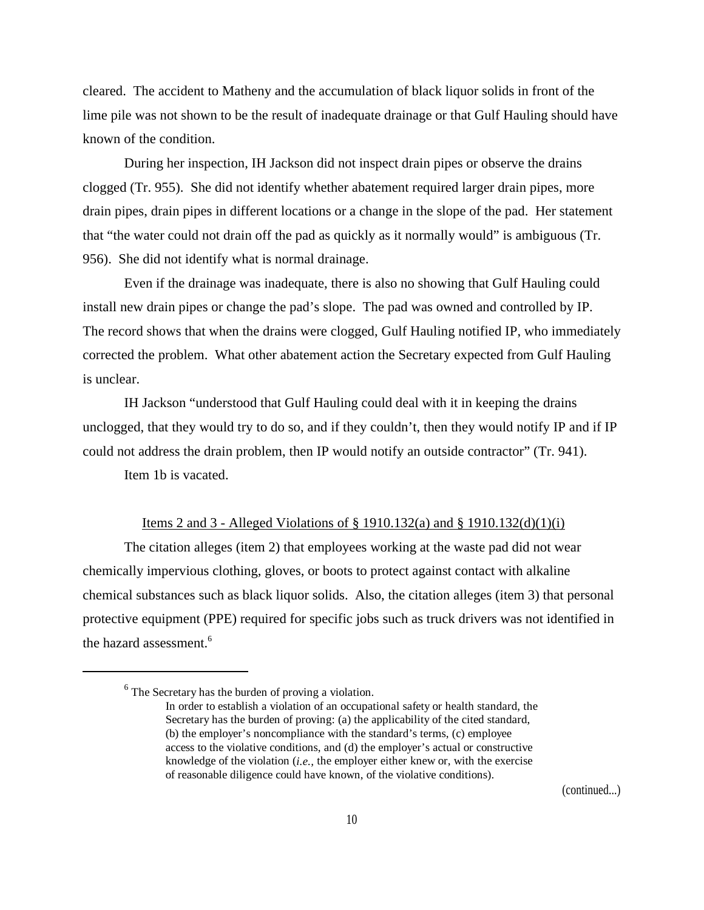cleared. The accident to Matheny and the accumulation of black liquor solids in front of the lime pile was not shown to be the result of inadequate drainage or that Gulf Hauling should have known of the condition.

During her inspection, IH Jackson did not inspect drain pipes or observe the drains clogged (Tr. 955). She did not identify whether abatement required larger drain pipes, more drain pipes, drain pipes in different locations or a change in the slope of the pad. Her statement that "the water could not drain off the pad as quickly as it normally would" is ambiguous (Tr. 956). She did not identify what is normal drainage.

Even if the drainage was inadequate, there is also no showing that Gulf Hauling could install new drain pipes or change the pad's slope. The pad was owned and controlled by IP. The record shows that when the drains were clogged, Gulf Hauling notified IP, who immediately corrected the problem. What other abatement action the Secretary expected from Gulf Hauling is unclear.

IH Jackson "understood that Gulf Hauling could deal with it in keeping the drains unclogged, that they would try to do so, and if they couldn't, then they would notify IP and if IP could not address the drain problem, then IP would notify an outside contractor" (Tr. 941).

Item 1b is vacated.

<u>Items 2 and 3 - Alleged Violations of § 1910.132(a) and § 1910.132(d)(1)(i)</u>

The citation alleges (item 2) that employees working at the waste pad did not wear chemically impervious clothing, gloves, or boots to protect against contact with alkaline chemical substances such as black liquor solids. Also, the citation alleges (item 3) that personal protective equipment (PPE) required for specific jobs such as truck drivers was not identified in the hazard assessment.[6]

---

[6] The Secretary has the burden of proving a violation.

> In order to establish a violation of an occupational safety or health standard, the Secretary has the burden of proving: (a) the applicability of the cited standard, (b) the employer's noncompliance with the standard's terms, (c) employee access to the violative conditions, and (d) the employer's actual or constructive knowledge of the violation (*i.e.*, the employer either knew or, with the exercise of reasonable diligence could have known, of the violative conditions).

(continued...)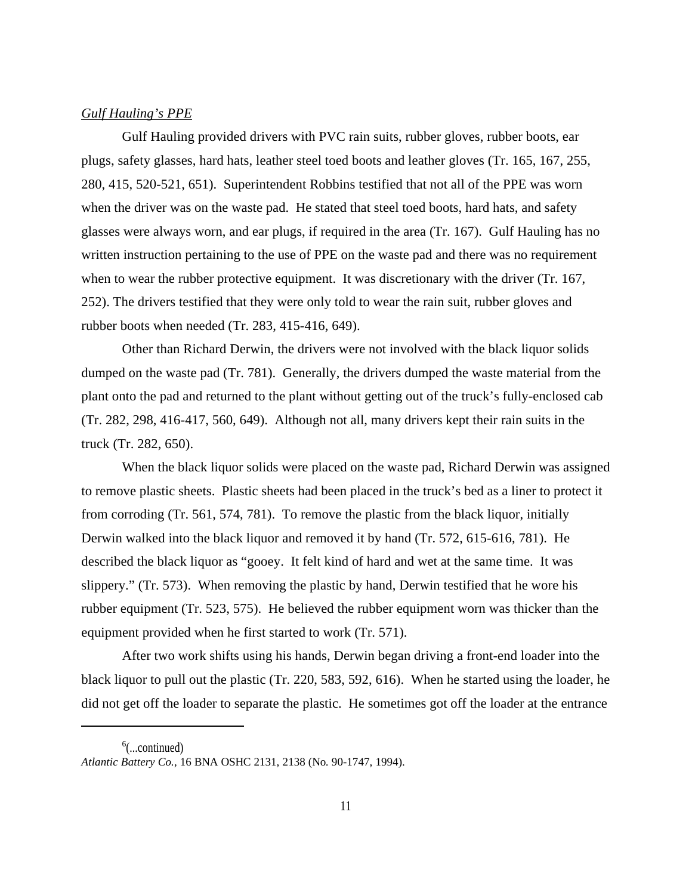*Gulf Hauling's PPE*

Gulf Hauling provided drivers with PVC rain suits, rubber gloves, rubber boots, ear plugs, safety glasses, hard hats, leather steel toed boots and leather gloves (Tr. 165, 167, 255, 280, 415, 520-521, 651). Superintendent Robbins testified that not all of the PPE was worn when the driver was on the waste pad. He stated that steel toed boots, hard hats, and safety glasses were always worn, and ear plugs, if required in the area (Tr. 167). Gulf Hauling has no written instruction pertaining to the use of PPE on the waste pad and there was no requirement when to wear the rubber protective equipment. It was discretionary with the driver (Tr. 167, 252). The drivers testified that they were only told to wear the rain suit, rubber gloves and rubber boots when needed (Tr. 283, 415-416, 649).

Other than Richard Derwin, the drivers were not involved with the black liquor solids dumped on the waste pad (Tr. 781). Generally, the drivers dumped the waste material from the plant onto the pad and returned to the plant without getting out of the truck's fully-enclosed cab (Tr. 282, 298, 416-417, 560, 649). Although not all, many drivers kept their rain suits in the truck (Tr. 282, 650).

When the black liquor solids were placed on the waste pad, Richard Derwin was assigned to remove plastic sheets. Plastic sheets had been placed in the truck's bed as a liner to protect it from corroding (Tr. 561, 574, 781). To remove the plastic from the black liquor, initially Derwin walked into the black liquor and removed it by hand (Tr. 572, 615-616, 781). He described the black liquor as "gooey. It felt kind of hard and wet at the same time. It was slippery." (Tr. 573). When removing the plastic by hand, Derwin testified that he wore his rubber equipment (Tr. 523, 575). He believed the rubber equipment worn was thicker than the equipment provided when he first started to work (Tr. 571).

After two work shifts using his hands, Derwin began driving a front-end loader into the black liquor to pull out the plastic (Tr. 220, 583, 592, 616). When he started using the loader, he did not get off the loader to separate the plastic. He sometimes got off the loader at the entrance

---

[6](...continued)
*Atlantic Battery Co.*, 16 BNA OSHC 2131, 2138 (No. 90-1747, 1994).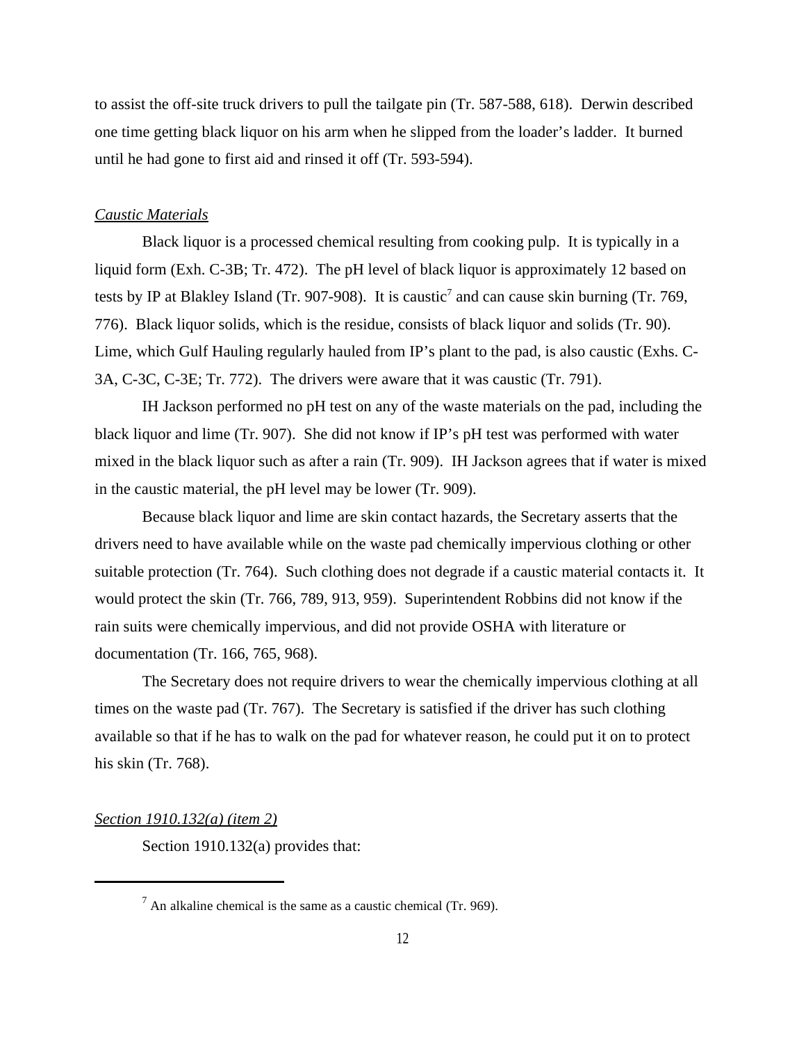to assist the off-site truck drivers to pull the tailgate pin (Tr. 587-588, 618). Derwin described one time getting black liquor on his arm when he slipped from the loader's ladder. It burned until he had gone to first aid and rinsed it off (Tr. 593-594).

*Caustic Materials*

Black liquor is a processed chemical resulting from cooking pulp. It is typically in a liquid form (Exh. C-3B; Tr. 472). The pH level of black liquor is approximately 12 based on tests by IP at Blakley Island (Tr. 907-908). It is caustic[7] and can cause skin burning (Tr. 769, 776). Black liquor solids, which is the residue, consists of black liquor and solids (Tr. 90). Lime, which Gulf Hauling regularly hauled from IP's plant to the pad, is also caustic (Exhs. C-3A, C-3C, C-3E; Tr. 772). The drivers were aware that it was caustic (Tr. 791).

IH Jackson performed no pH test on any of the waste materials on the pad, including the black liquor and lime (Tr. 907). She did not know if IP's pH test was performed with water mixed in the black liquor such as after a rain (Tr. 909). IH Jackson agrees that if water is mixed in the caustic material, the pH level may be lower (Tr. 909).

Because black liquor and lime are skin contact hazards, the Secretary asserts that the drivers need to have available while on the waste pad chemically impervious clothing or other suitable protection (Tr. 764). Such clothing does not degrade if a caustic material contacts it. It would protect the skin (Tr. 766, 789, 913, 959). Superintendent Robbins did not know if the rain suits were chemically impervious, and did not provide OSHA with literature or documentation (Tr. 166, 765, 968).

The Secretary does not require drivers to wear the chemically impervious clothing at all times on the waste pad (Tr. 767). The Secretary is satisfied if the driver has such clothing available so that if he has to walk on the pad for whatever reason, he could put it on to protect his skin (Tr. 768).

*Section 1910.132(a) (item 2)*

Section 1910.132(a) provides that:

---

[7] An alkaline chemical is the same as a caustic chemical (Tr. 969).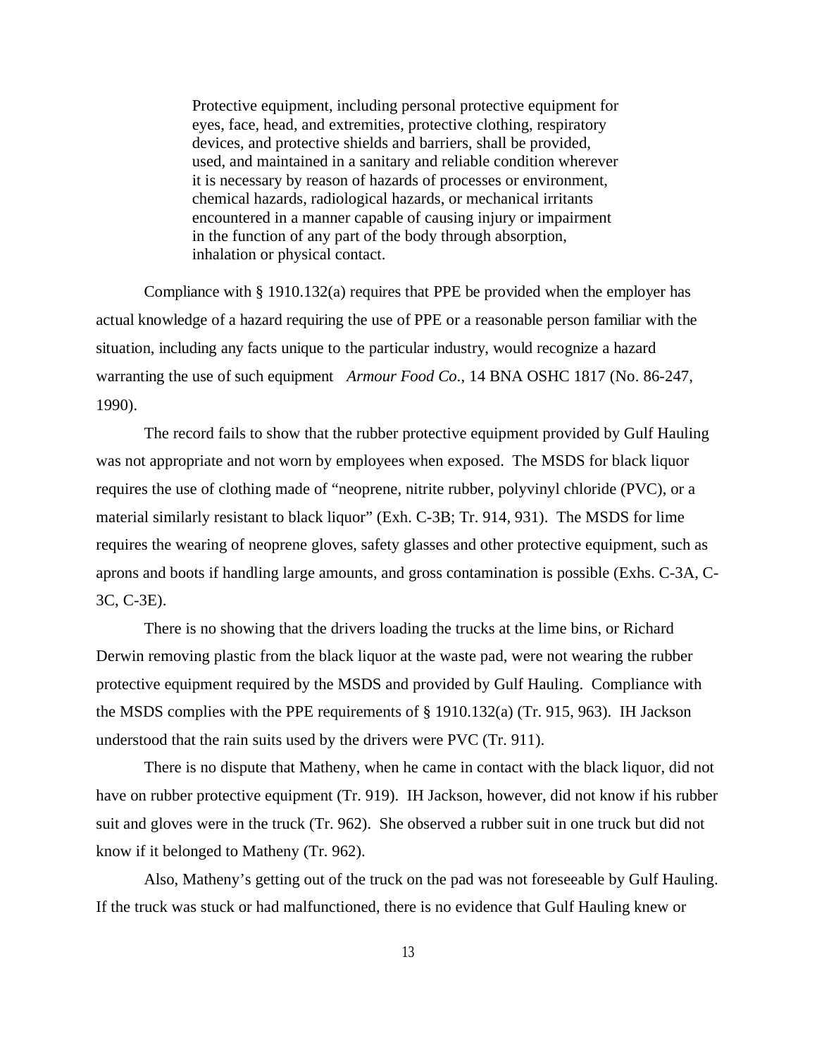> Protective equipment, including personal protective equipment for eyes, face, head, and extremities, protective clothing, respiratory devices, and protective shields and barriers, shall be provided, used, and maintained in a sanitary and reliable condition wherever it is necessary by reason of hazards of processes or environment, chemical hazards, radiological hazards, or mechanical irritants encountered in a manner capable of causing injury or impairment in the function of any part of the body through absorption, inhalation or physical contact.

Compliance with § 1910.132(a) requires that PPE be provided when the employer has actual knowledge of a hazard requiring the use of PPE or a reasonable person familiar with the situation, including any facts unique to the particular industry, would recognize a hazard warranting the use of such equipment *Armour Food Co.*, 14 BNA OSHC 1817 (No. 86-247, 1990).

The record fails to show that the rubber protective equipment provided by Gulf Hauling was not appropriate and not worn by employees when exposed. The MSDS for black liquor requires the use of clothing made of "neoprene, nitrite rubber, polyvinyl chloride (PVC), or a material similarly resistant to black liquor" (Exh. C-3B; Tr. 914, 931). The MSDS for lime requires the wearing of neoprene gloves, safety glasses and other protective equipment, such as aprons and boots if handling large amounts, and gross contamination is possible (Exhs. C-3A, C-3C, C-3E).

There is no showing that the drivers loading the trucks at the lime bins, or Richard Derwin removing plastic from the black liquor at the waste pad, were not wearing the rubber protective equipment required by the MSDS and provided by Gulf Hauling. Compliance with the MSDS complies with the PPE requirements of § 1910.132(a) (Tr. 915, 963). IH Jackson understood that the rain suits used by the drivers were PVC (Tr. 911).

There is no dispute that Matheny, when he came in contact with the black liquor, did not have on rubber protective equipment (Tr. 919). IH Jackson, however, did not know if his rubber suit and gloves were in the truck (Tr. 962). She observed a rubber suit in one truck but did not know if it belonged to Matheny (Tr. 962).

Also, Matheny's getting out of the truck on the pad was not foreseeable by Gulf Hauling. If the truck was stuck or had malfunctioned, there is no evidence that Gulf Hauling knew or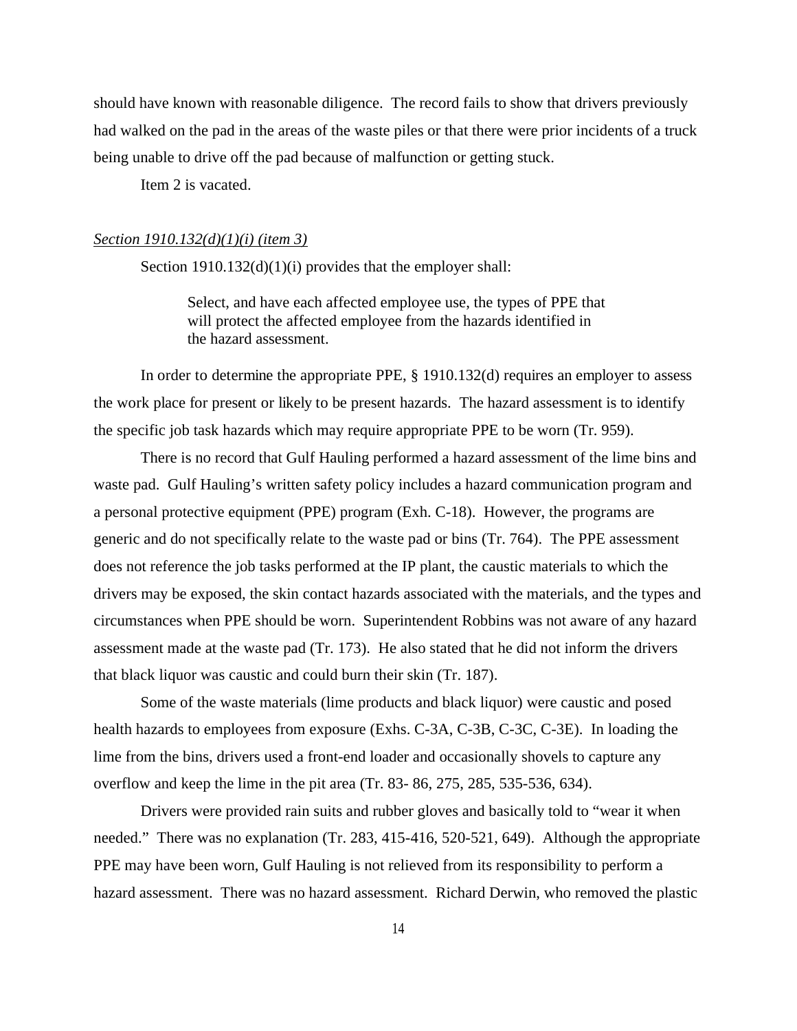should have known with reasonable diligence. The record fails to show that drivers previously had walked on the pad in the areas of the waste piles or that there were prior incidents of a truck being unable to drive off the pad because of malfunction or getting stuck.

Item 2 is vacated.

*Section 1910.132(d)(1)(i) (item 3)*

Section 1910.132(d)(1)(i) provides that the employer shall:

> Select, and have each affected employee use, the types of PPE that will protect the affected employee from the hazards identified in the hazard assessment.

In order to determine the appropriate PPE, § 1910.132(d) requires an employer to assess the work place for present or likely to be present hazards. The hazard assessment is to identify the specific job task hazards which may require appropriate PPE to be worn (Tr. 959).

There is no record that Gulf Hauling performed a hazard assessment of the lime bins and waste pad. Gulf Hauling's written safety policy includes a hazard communication program and a personal protective equipment (PPE) program (Exh. C-18). However, the programs are generic and do not specifically relate to the waste pad or bins (Tr. 764). The PPE assessment does not reference the job tasks performed at the IP plant, the caustic materials to which the drivers may be exposed, the skin contact hazards associated with the materials, and the types and circumstances when PPE should be worn. Superintendent Robbins was not aware of any hazard assessment made at the waste pad (Tr. 173). He also stated that he did not inform the drivers that black liquor was caustic and could burn their skin (Tr. 187).

Some of the waste materials (lime products and black liquor) were caustic and posed health hazards to employees from exposure (Exhs. C-3A, C-3B, C-3C, C-3E). In loading the lime from the bins, drivers used a front-end loader and occasionally shovels to capture any overflow and keep the lime in the pit area (Tr. 83- 86, 275, 285, 535-536, 634).

Drivers were provided rain suits and rubber gloves and basically told to "wear it when needed." There was no explanation (Tr. 283, 415-416, 520-521, 649). Although the appropriate PPE may have been worn, Gulf Hauling is not relieved from its responsibility to perform a hazard assessment. There was no hazard assessment. Richard Derwin, who removed the plastic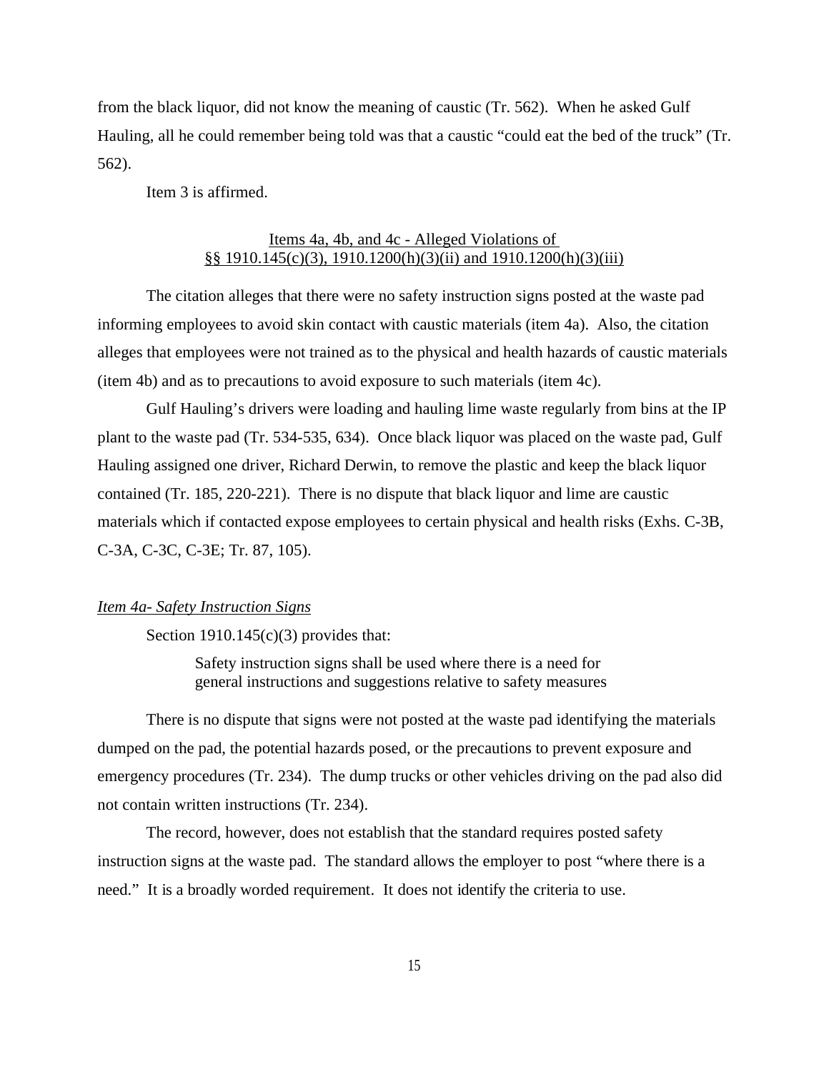from the black liquor, did not know the meaning of caustic (Tr. 562). When he asked Gulf Hauling, all he could remember being told was that a caustic "could eat the bed of the truck" (Tr. 562).

Item 3 is affirmed.

Items 4a, 4b, and 4c - Alleged Violations of §§ 1910.145(c)(3), 1910.1200(h)(3)(ii) and 1910.1200(h)(3)(iii)

The citation alleges that there were no safety instruction signs posted at the waste pad informing employees to avoid skin contact with caustic materials (item 4a). Also, the citation alleges that employees were not trained as to the physical and health hazards of caustic materials (item 4b) and as to precautions to avoid exposure to such materials (item 4c).

Gulf Hauling's drivers were loading and hauling lime waste regularly from bins at the IP plant to the waste pad (Tr. 534-535, 634). Once black liquor was placed on the waste pad, Gulf Hauling assigned one driver, Richard Derwin, to remove the plastic and keep the black liquor contained (Tr. 185, 220-221). There is no dispute that black liquor and lime are caustic materials which if contacted expose employees to certain physical and health risks (Exhs. C-3B, C-3A, C-3C, C-3E; Tr. 87, 105).

*Item 4a- Safety Instruction Signs*

Section 1910.145(c)(3) provides that:

> Safety instruction signs shall be used where there is a need for general instructions and suggestions relative to safety measures

There is no dispute that signs were not posted at the waste pad identifying the materials dumped on the pad, the potential hazards posed, or the precautions to prevent exposure and emergency procedures (Tr. 234). The dump trucks or other vehicles driving on the pad also did not contain written instructions (Tr. 234).

The record, however, does not establish that the standard requires posted safety instruction signs at the waste pad. The standard allows the employer to post "where there is a need." It is a broadly worded requirement. It does not identify the criteria to use.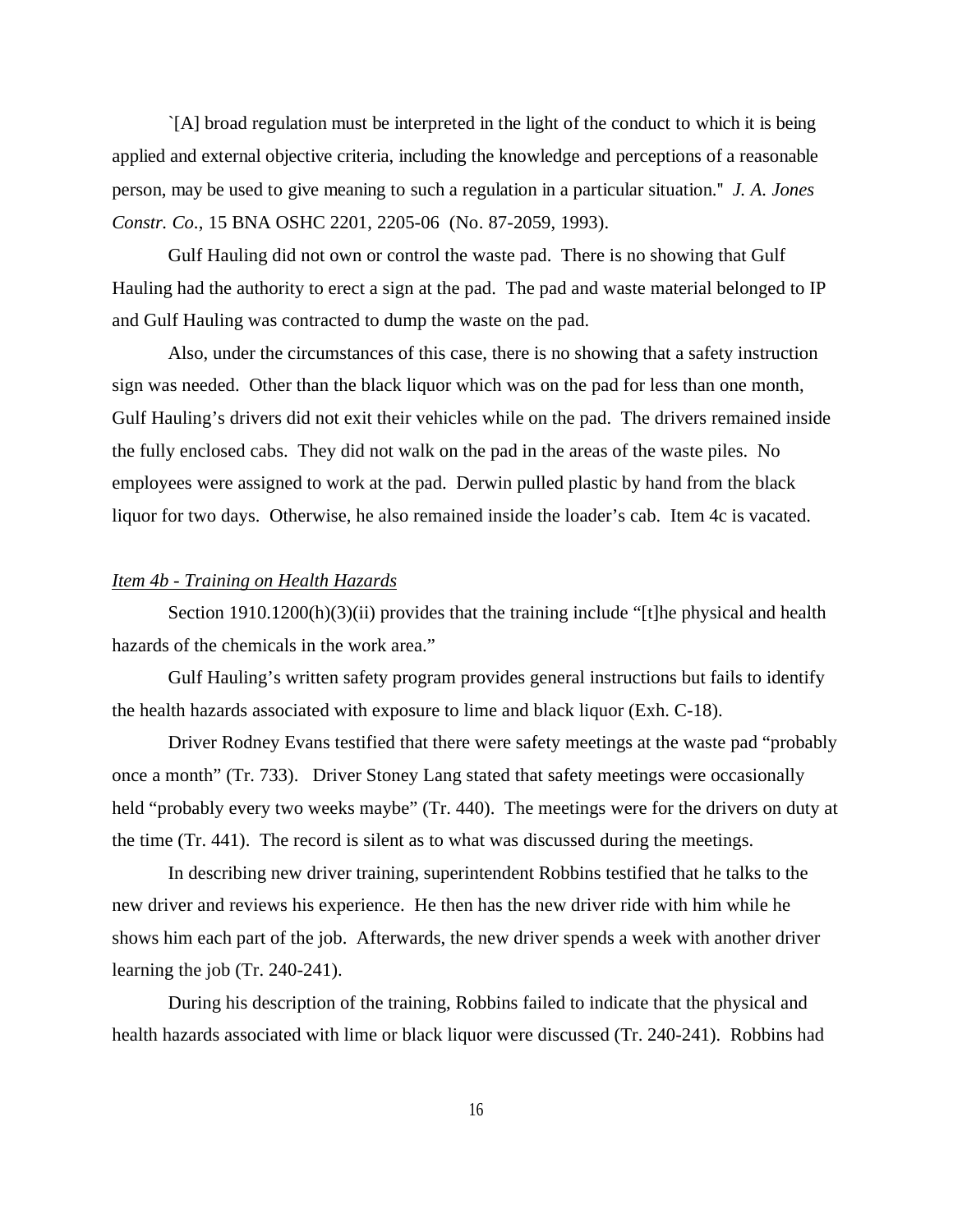`[A] broad regulation must be interpreted in the light of the conduct to which it is being applied and external objective criteria, including the knowledge and perceptions of a reasonable person, may be used to give meaning to such a regulation in a particular situation." *J. A. Jones Constr. Co.*, 15 BNA OSHC 2201, 2205-06 (No. 87-2059, 1993).

Gulf Hauling did not own or control the waste pad. There is no showing that Gulf Hauling had the authority to erect a sign at the pad. The pad and waste material belonged to IP and Gulf Hauling was contracted to dump the waste on the pad.

Also, under the circumstances of this case, there is no showing that a safety instruction sign was needed. Other than the black liquor which was on the pad for less than one month, Gulf Hauling's drivers did not exit their vehicles while on the pad. The drivers remained inside the fully enclosed cabs. They did not walk on the pad in the areas of the waste piles. No employees were assigned to work at the pad. Derwin pulled plastic by hand from the black liquor for two days. Otherwise, he also remained inside the loader's cab. Item 4c is vacated.

*Item 4b - Training on Health Hazards*

Section 1910.1200(h)(3)(ii) provides that the training include "[t]he physical and health hazards of the chemicals in the work area."

Gulf Hauling's written safety program provides general instructions but fails to identify the health hazards associated with exposure to lime and black liquor (Exh. C-18).

Driver Rodney Evans testified that there were safety meetings at the waste pad "probably once a month" (Tr. 733). Driver Stoney Lang stated that safety meetings were occasionally held "probably every two weeks maybe" (Tr. 440). The meetings were for the drivers on duty at the time (Tr. 441). The record is silent as to what was discussed during the meetings.

In describing new driver training, superintendent Robbins testified that he talks to the new driver and reviews his experience. He then has the new driver ride with him while he shows him each part of the job. Afterwards, the new driver spends a week with another driver learning the job (Tr. 240-241).

During his description of the training, Robbins failed to indicate that the physical and health hazards associated with lime or black liquor were discussed (Tr. 240-241). Robbins had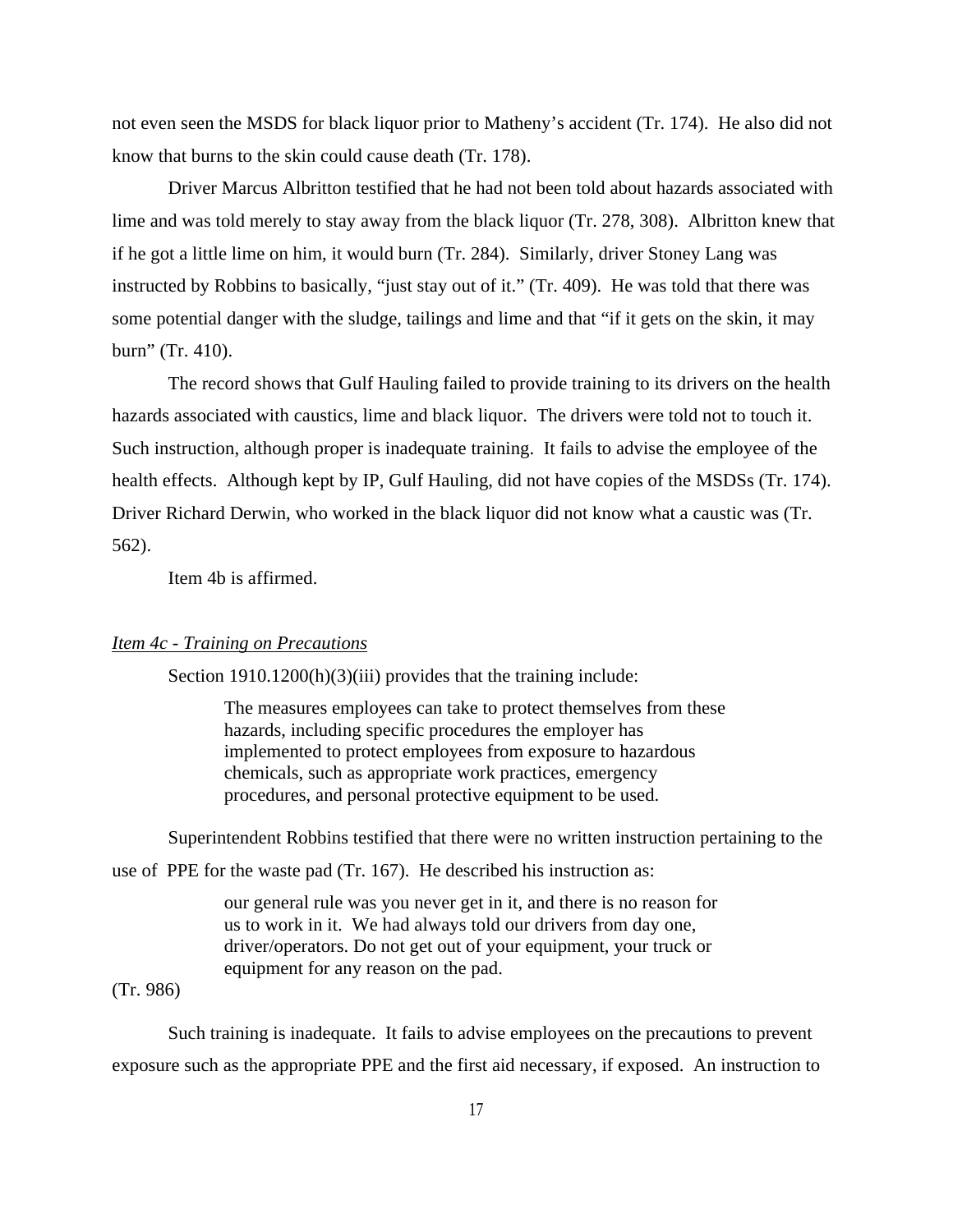not even seen the MSDS for black liquor prior to Matheny's accident (Tr. 174). He also did not know that burns to the skin could cause death (Tr. 178).

Driver Marcus Albritton testified that he had not been told about hazards associated with lime and was told merely to stay away from the black liquor (Tr. 278, 308). Albritton knew that if he got a little lime on him, it would burn (Tr. 284). Similarly, driver Stoney Lang was instructed by Robbins to basically, "just stay out of it." (Tr. 409). He was told that there was some potential danger with the sludge, tailings and lime and that "if it gets on the skin, it may burn" (Tr. 410).

The record shows that Gulf Hauling failed to provide training to its drivers on the health hazards associated with caustics, lime and black liquor. The drivers were told not to touch it. Such instruction, although proper is inadequate training. It fails to advise the employee of the health effects. Although kept by IP, Gulf Hauling, did not have copies of the MSDSs (Tr. 174). Driver Richard Derwin, who worked in the black liquor did not know what a caustic was (Tr. 562).

Item 4b is affirmed.

*Item 4c - Training on Precautions*

Section 1910.1200(h)(3)(iii) provides that the training include:

> The measures employees can take to protect themselves from these hazards, including specific procedures the employer has implemented to protect employees from exposure to hazardous chemicals, such as appropriate work practices, emergency procedures, and personal protective equipment to be used.

Superintendent Robbins testified that there were no written instruction pertaining to the use of PPE for the waste pad (Tr. 167). He described his instruction as:

> our general rule was you never get in it, and there is no reason for us to work in it. We had always told our drivers from day one, driver/operators. Do not get out of your equipment, your truck or equipment for any reason on the pad.

(Tr. 986)

Such training is inadequate. It fails to advise employees on the precautions to prevent exposure such as the appropriate PPE and the first aid necessary, if exposed. An instruction to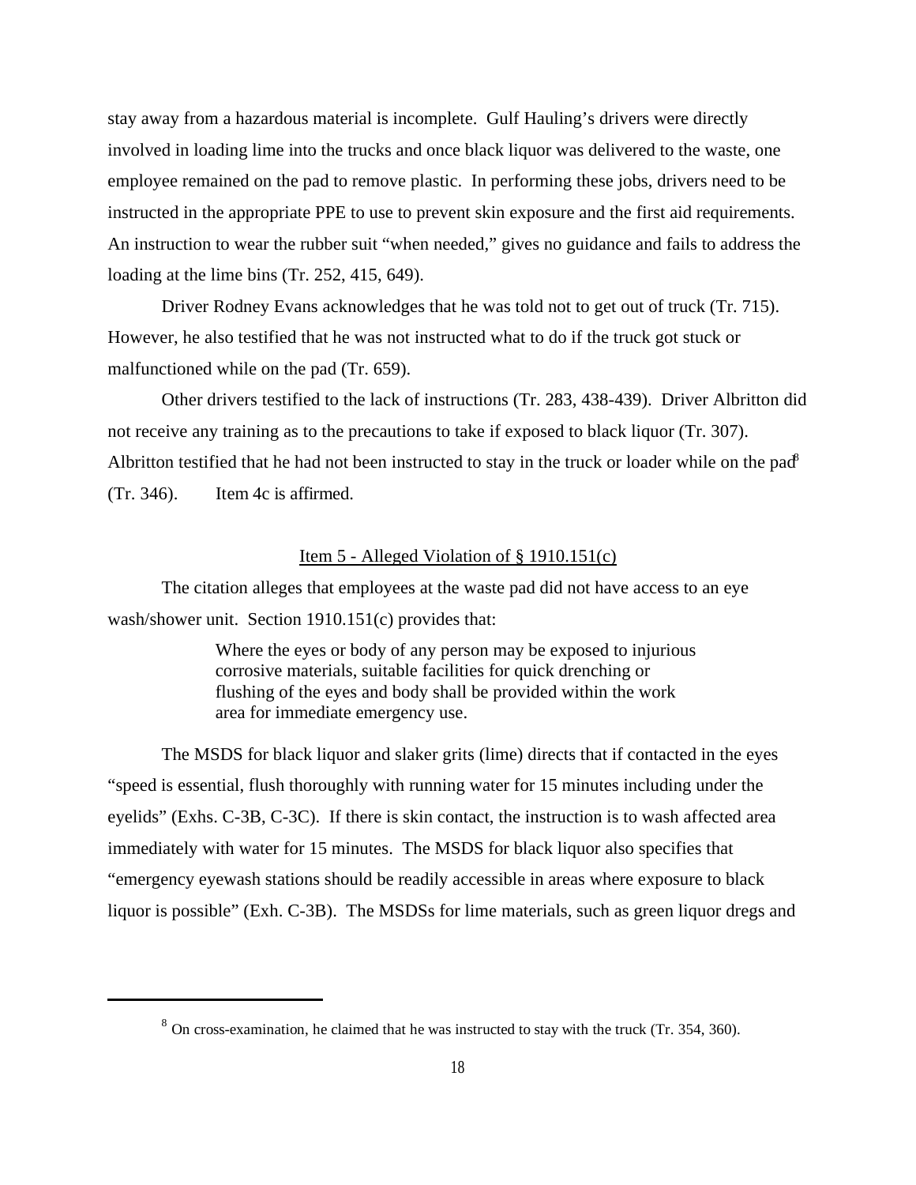stay away from a hazardous material is incomplete. Gulf Hauling's drivers were directly involved in loading lime into the trucks and once black liquor was delivered to the waste, one employee remained on the pad to remove plastic. In performing these jobs, drivers need to be instructed in the appropriate PPE to use to prevent skin exposure and the first aid requirements. An instruction to wear the rubber suit "when needed," gives no guidance and fails to address the loading at the lime bins (Tr. 252, 415, 649).

Driver Rodney Evans acknowledges that he was told not to get out of truck (Tr. 715). However, he also testified that he was not instructed what to do if the truck got stuck or malfunctioned while on the pad (Tr. 659).

Other drivers testified to the lack of instructions (Tr. 283, 438-439). Driver Albritton did not receive any training as to the precautions to take if exposed to black liquor (Tr. 307). Albritton testified that he had not been instructed to stay in the truck or loader while on the pad[8] (Tr. 346). Item 4c is affirmed.

## Item 5 - Alleged Violation of § 1910.151(c)

The citation alleges that employees at the waste pad did not have access to an eye wash/shower unit. Section 1910.151(c) provides that:

> Where the eyes or body of any person may be exposed to injurious corrosive materials, suitable facilities for quick drenching or flushing of the eyes and body shall be provided within the work area for immediate emergency use.

The MSDS for black liquor and slaker grits (lime) directs that if contacted in the eyes "speed is essential, flush thoroughly with running water for 15 minutes including under the eyelids" (Exhs. C-3B, C-3C). If there is skin contact, the instruction is to wash affected area immediately with water for 15 minutes. The MSDS for black liquor also specifies that "emergency eyewash stations should be readily accessible in areas where exposure to black liquor is possible" (Exh. C-3B). The MSDSs for lime materials, such as green liquor dregs and

[8] On cross-examination, he claimed that he was instructed to stay with the truck (Tr. 354, 360).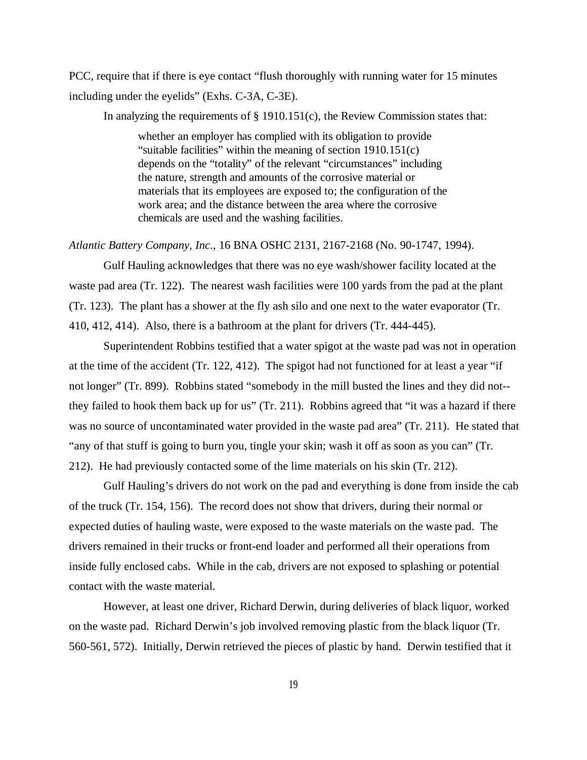PCC, require that if there is eye contact "flush thoroughly with running water for 15 minutes including under the eyelids" (Exhs. C-3A, C-3E).

In analyzing the requirements of § 1910.151(c), the Review Commission states that:

> whether an employer has complied with its obligation to provide "suitable facilities" within the meaning of section 1910.151(c) depends on the "totality" of the relevant "circumstances" including the nature, strength and amounts of the corrosive material or materials that its employees are exposed to; the configuration of the work area; and the distance between the area where the corrosive chemicals are used and the washing facilities.

*Atlantic Battery Company, Inc*., 16 BNA OSHC 2131, 2167-2168 (No. 90-1747, 1994).

Gulf Hauling acknowledges that there was no eye wash/shower facility located at the waste pad area (Tr. 122). The nearest wash facilities were 100 yards from the pad at the plant (Tr. 123). The plant has a shower at the fly ash silo and one next to the water evaporator (Tr. 410, 412, 414). Also, there is a bathroom at the plant for drivers (Tr. 444-445).

Superintendent Robbins testified that a water spigot at the waste pad was not in operation at the time of the accident (Tr. 122, 412). The spigot had not functioned for at least a year "if not longer" (Tr. 899). Robbins stated "somebody in the mill busted the lines and they did not--they failed to hook them back up for us" (Tr. 211). Robbins agreed that "it was a hazard if there was no source of uncontaminated water provided in the waste pad area" (Tr. 211). He stated that "any of that stuff is going to burn you, tingle your skin; wash it off as soon as you can" (Tr. 212). He had previously contacted some of the lime materials on his skin (Tr. 212).

Gulf Hauling's drivers do not work on the pad and everything is done from inside the cab of the truck (Tr. 154, 156). The record does not show that drivers, during their normal or expected duties of hauling waste, were exposed to the waste materials on the waste pad. The drivers remained in their trucks or front-end loader and performed all their operations from inside fully enclosed cabs. While in the cab, drivers are not exposed to splashing or potential contact with the waste material.

However, at least one driver, Richard Derwin, during deliveries of black liquor, worked on the waste pad. Richard Derwin's job involved removing plastic from the black liquor (Tr. 560-561, 572). Initially, Derwin retrieved the pieces of plastic by hand. Derwin testified that it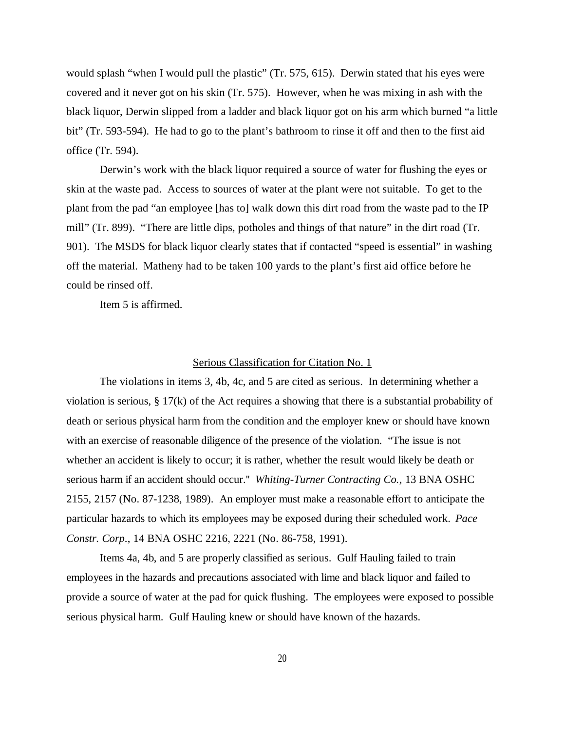would splash "when I would pull the plastic" (Tr. 575, 615). Derwin stated that his eyes were covered and it never got on his skin (Tr. 575). However, when he was mixing in ash with the black liquor, Derwin slipped from a ladder and black liquor got on his arm which burned "a little bit" (Tr. 593-594). He had to go to the plant's bathroom to rinse it off and then to the first aid office (Tr. 594).

Derwin's work with the black liquor required a source of water for flushing the eyes or skin at the waste pad. Access to sources of water at the plant were not suitable. To get to the plant from the pad "an employee [has to] walk down this dirt road from the waste pad to the IP mill" (Tr. 899). "There are little dips, potholes and things of that nature" in the dirt road (Tr. 901). The MSDS for black liquor clearly states that if contacted "speed is essential" in washing off the material. Matheny had to be taken 100 yards to the plant's first aid office before he could be rinsed off.

Item 5 is affirmed.

## Serious Classification for Citation No. 1

The violations in items 3, 4b, 4c, and 5 are cited as serious. In determining whether a violation is serious, § 17(k) of the Act requires a showing that there is a substantial probability of death or serious physical harm from the condition and the employer knew or should have known with an exercise of reasonable diligence of the presence of the violation. "The issue is not whether an accident is likely to occur; it is rather, whether the result would likely be death or serious harm if an accident should occur." *Whiting-Turner Contracting Co.*, 13 BNA OSHC 2155, 2157 (No. 87-1238, 1989). An employer must make a reasonable effort to anticipate the particular hazards to which its employees may be exposed during their scheduled work. *Pace Constr. Corp*., 14 BNA OSHC 2216, 2221 (No. 86-758, 1991).

Items 4a, 4b, and 5 are properly classified as serious. Gulf Hauling failed to train employees in the hazards and precautions associated with lime and black liquor and failed to provide a source of water at the pad for quick flushing. The employees were exposed to possible serious physical harm. Gulf Hauling knew or should have known of the hazards.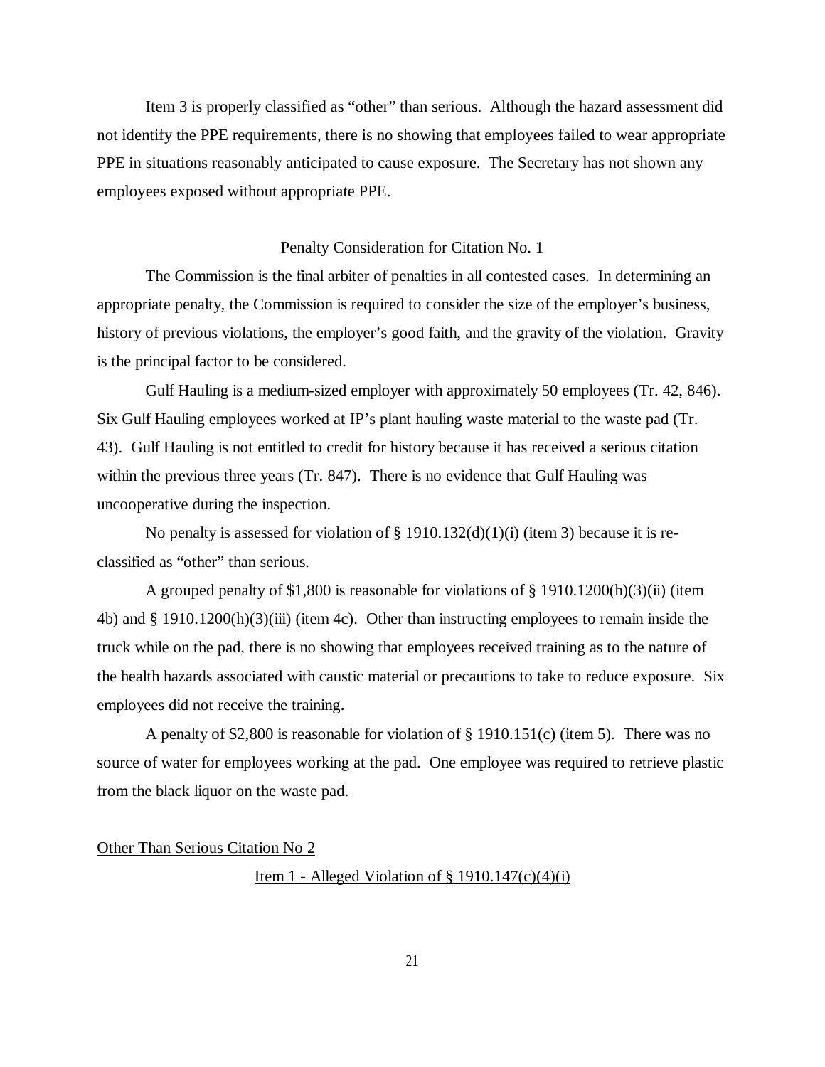Item 3 is properly classified as "other" than serious. Although the hazard assessment did not identify the PPE requirements, there is no showing that employees failed to wear appropriate PPE in situations reasonably anticipated to cause exposure. The Secretary has not shown any employees exposed without appropriate PPE.

## Penalty Consideration for Citation No. 1

The Commission is the final arbiter of penalties in all contested cases. In determining an appropriate penalty, the Commission is required to consider the size of the employer's business, history of previous violations, the employer's good faith, and the gravity of the violation. Gravity is the principal factor to be considered.

Gulf Hauling is a medium-sized employer with approximately 50 employees (Tr. 42, 846). Six Gulf Hauling employees worked at IP's plant hauling waste material to the waste pad (Tr. 43). Gulf Hauling is not entitled to credit for history because it has received a serious citation within the previous three years (Tr. 847). There is no evidence that Gulf Hauling was uncooperative during the inspection.

No penalty is assessed for violation of § 1910.132(d)(1)(i) (item 3) because it is re-classified as "other" than serious.

A grouped penalty of $1,800 is reasonable for violations of § 1910.1200(h)(3)(ii) (item 4b) and § 1910.1200(h)(3)(iii) (item 4c). Other than instructing employees to remain inside the truck while on the pad, there is no showing that employees received training as to the nature of the health hazards associated with caustic material or precautions to take to reduce exposure. Six employees did not receive the training.

A penalty of $2,800 is reasonable for violation of § 1910.151(c) (item 5). There was no source of water for employees working at the pad. One employee was required to retrieve plastic from the black liquor on the waste pad.

## Other Than Serious Citation No 2

### Item 1 - Alleged Violation of § 1910.147(c)(4)(i)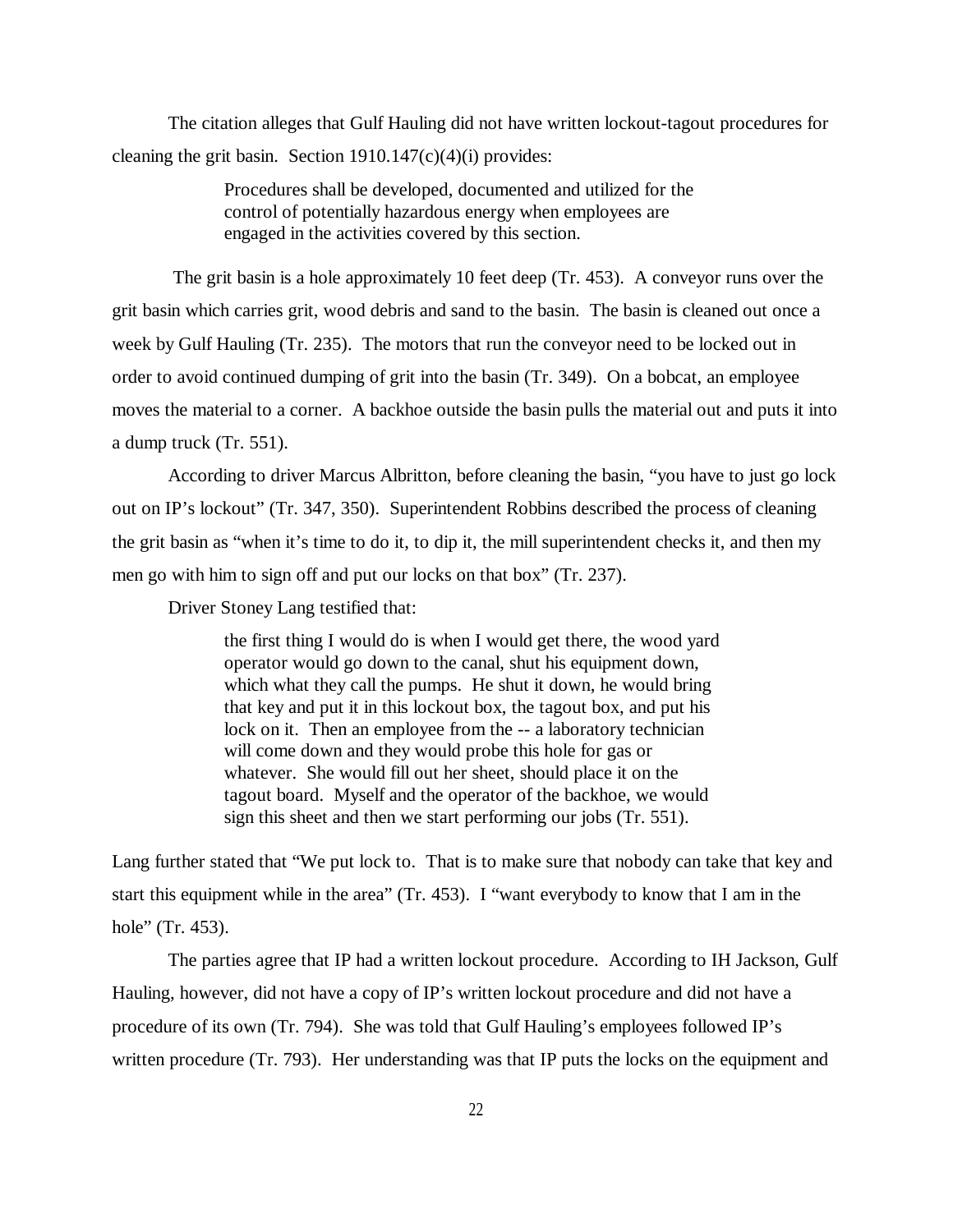The citation alleges that Gulf Hauling did not have written lockout-tagout procedures for cleaning the grit basin. Section 1910.147(c)(4)(i) provides:

> Procedures shall be developed, documented and utilized for the control of potentially hazardous energy when employees are engaged in the activities covered by this section.

The grit basin is a hole approximately 10 feet deep (Tr. 453). A conveyor runs over the grit basin which carries grit, wood debris and sand to the basin. The basin is cleaned out once a week by Gulf Hauling (Tr. 235). The motors that run the conveyor need to be locked out in order to avoid continued dumping of grit into the basin (Tr. 349). On a bobcat, an employee moves the material to a corner. A backhoe outside the basin pulls the material out and puts it into a dump truck (Tr. 551).

According to driver Marcus Albritton, before cleaning the basin, "you have to just go lock out on IP's lockout" (Tr. 347, 350). Superintendent Robbins described the process of cleaning the grit basin as "when it's time to do it, to dip it, the mill superintendent checks it, and then my men go with him to sign off and put our locks on that box" (Tr. 237).

Driver Stoney Lang testified that:

> the first thing I would do is when I would get there, the wood yard operator would go down to the canal, shut his equipment down, which what they call the pumps. He shut it down, he would bring that key and put it in this lockout box, the tagout box, and put his lock on it. Then an employee from the -- a laboratory technician will come down and they would probe this hole for gas or whatever. She would fill out her sheet, should place it on the tagout board. Myself and the operator of the backhoe, we would sign this sheet and then we start performing our jobs (Tr. 551).

Lang further stated that "We put lock to. That is to make sure that nobody can take that key and start this equipment while in the area" (Tr. 453). I "want everybody to know that I am in the hole" (Tr. 453).

The parties agree that IP had a written lockout procedure. According to IH Jackson, Gulf Hauling, however, did not have a copy of IP's written lockout procedure and did not have a procedure of its own (Tr. 794). She was told that Gulf Hauling's employees followed IP's written procedure (Tr. 793). Her understanding was that IP puts the locks on the equipment and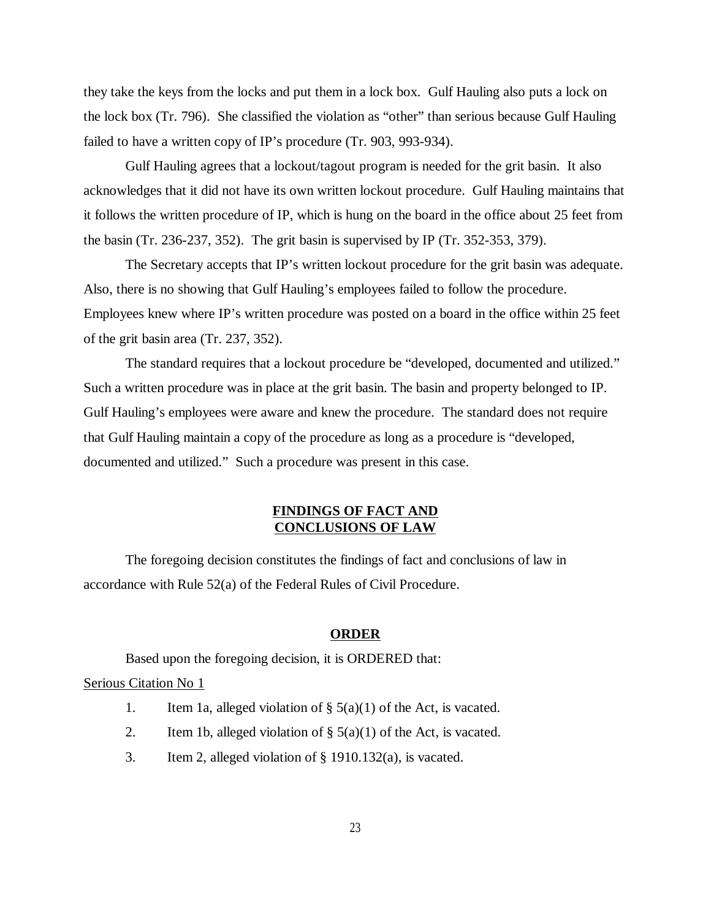they take the keys from the locks and put them in a lock box. Gulf Hauling also puts a lock on the lock box (Tr. 796). She classified the violation as "other" than serious because Gulf Hauling failed to have a written copy of IP's procedure (Tr. 903, 993-934).

Gulf Hauling agrees that a lockout/tagout program is needed for the grit basin. It also acknowledges that it did not have its own written lockout procedure. Gulf Hauling maintains that it follows the written procedure of IP, which is hung on the board in the office about 25 feet from the basin (Tr. 236-237, 352). The grit basin is supervised by IP (Tr. 352-353, 379).

The Secretary accepts that IP's written lockout procedure for the grit basin was adequate. Also, there is no showing that Gulf Hauling's employees failed to follow the procedure. Employees knew where IP's written procedure was posted on a board in the office within 25 feet of the grit basin area (Tr. 237, 352).

The standard requires that a lockout procedure be "developed, documented and utilized." Such a written procedure was in place at the grit basin. The basin and property belonged to IP. Gulf Hauling's employees were aware and knew the procedure. The standard does not require that Gulf Hauling maintain a copy of the procedure as long as a procedure is "developed, documented and utilized." Such a procedure was present in this case.

## FINDINGS OF FACT AND CONCLUSIONS OF LAW

The foregoing decision constitutes the findings of fact and conclusions of law in accordance with Rule 52(a) of the Federal Rules of Civil Procedure.

## ORDER

Based upon the foregoing decision, it is ORDERED that:

Serious Citation No 1

1. Item 1a, alleged violation of § 5(a)(1) of the Act, is vacated.
2. Item 1b, alleged violation of § 5(a)(1) of the Act, is vacated.
3. Item 2, alleged violation of § 1910.132(a), is vacated.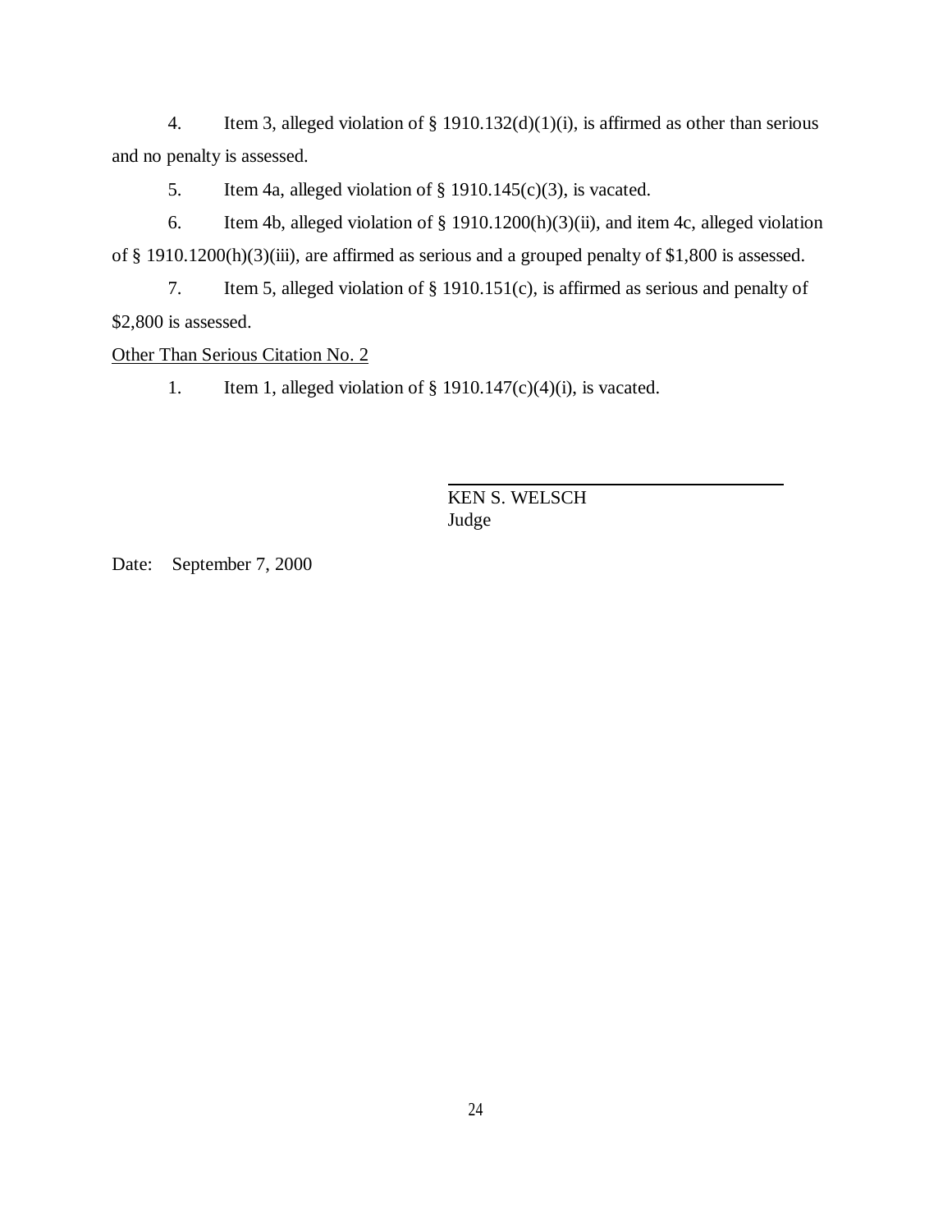4. Item 3, alleged violation of § 1910.132(d)(1)(i), is affirmed as other than serious and no penalty is assessed.

5. Item 4a, alleged violation of § 1910.145(c)(3), is vacated.

6. Item 4b, alleged violation of § 1910.1200(h)(3)(ii), and item 4c, alleged violation of § 1910.1200(h)(3)(iii), are affirmed as serious and a grouped penalty of $1,800 is assessed.

7. Item 5, alleged violation of § 1910.151(c), is affirmed as serious and penalty of $2,800 is assessed.

Other Than Serious Citation No. 2

1. Item 1, alleged violation of § 1910.147(c)(4)(i), is vacated.

KEN S. WELSCH
Judge

Date: September 7, 2000